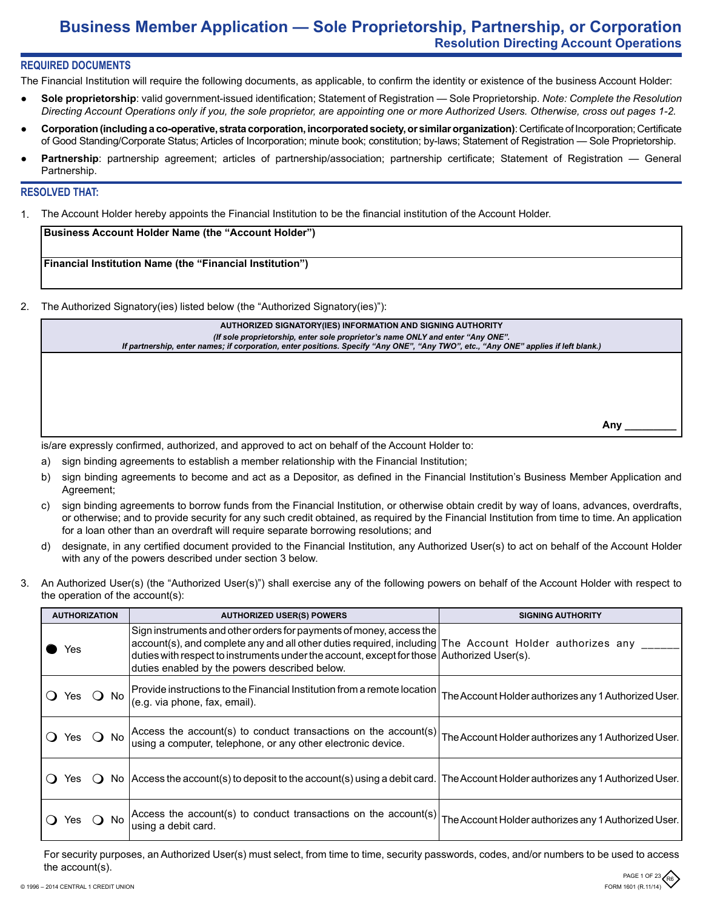# Business Member Application — Sole Proprietorship, Partnership, or Corporation

## Resolution Directing Account Operations

### REQUIRED DOCUMENTS

The Financial Institution will require the following documents, as applicable, to confirm the identity or existence of the business Account Holder:

- **Sole proprietorship**: valid government-issued identification; Statement of Registration — Sole Proprietorship. *Note: Complete the Resolution Directing Account Operations only if you, the sole proprietor, are appointing one or more Authorized Users. Otherwise, cross out pages 1-2.*
- **Corporation (including a co-operative, strata corporation, incorporated society, or similar organization)**: Certificate of Incorporation; Certificate of Good Standing/Corporate Status; Articles of Incorporation; minute book; constitution; by-laws; Statement of Registration — Sole Proprietorship.
- **Partnership**: partnership agreement; articles of partnership/association; partnership certificate; Statement of Registration — General Partnership.

### RESOLVED THAT:

1. The Account Holder hereby appoints the Financial Institution to be the financial institution of the Account Holder.

| **Business Account Holder Name (the "Account Holder")** |
|---|
| **Financial Institution Name (the "Financial Institution")** |

2. The Authorized Signatory(ies) listed below (the "Authorized Signatory(ies)"):

| **AUTHORIZED SIGNATORY(IES) INFORMATION AND SIGNING AUTHORITY** *(If sole proprietorship, enter sole proprietor's name ONLY and enter "Any ONE". If partnership, enter names; if corporation, enter positions. Specify "Any ONE", "Any TWO", etc., "Any ONE" applies if left blank.)* |
|---|
| **Any** ________ |

is/are expressly confirmed, authorized, and approved to act on behalf of the Account Holder to:

a) sign binding agreements to establish a member relationship with the Financial Institution;

b) sign binding agreements to become and act as a Depositor, as defined in the Financial Institution's Business Member Application and Agreement;

c) sign binding agreements to borrow funds from the Financial Institution, or otherwise obtain credit by way of loans, advances, overdrafts, or otherwise; and to provide security for any such credit obtained, as required by the Financial Institution from time to time. An application for a loan other than an overdraft will require separate borrowing resolutions; and

d) designate, in any certified document provided to the Financial Institution, any Authorized User(s) to act on behalf of the Account Holder with any of the powers described under section 3 below.

3. An Authorized User(s) (the "Authorized User(s)") shall exercise any of the following powers on behalf of the Account Holder with respect to the operation of the account(s):

| AUTHORIZATION | AUTHORIZED USER(S) POWERS | SIGNING AUTHORITY |
|---|---|---|
| ● Yes | Sign instruments and other orders for payments of money, access the account(s), and complete any and all other duties required, including duties with respect to instruments under the account, except for those duties enabled by the powers described below. | The Account Holder authorizes any ______ Authorized User(s). |
| ❍ Yes ❍ No | Provide instructions to the Financial Institution from a remote location (e.g. via phone, fax, email). | The Account Holder authorizes any 1 Authorized User. |
| ❍ Yes ❍ No | Access the account(s) to conduct transactions on the account(s) using a computer, telephone, or any other electronic device. | The Account Holder authorizes any 1 Authorized User. |
| ❍ Yes ❍ No | Access the account(s) to deposit to the account(s) using a debit card. | The Account Holder authorizes any 1 Authorized User. |
| ❍ Yes ❍ No | Access the account(s) to conduct transactions on the account(s) using a debit card. | The Account Holder authorizes any 1 Authorized User. |

For security purposes, an Authorized User(s) must select, from time to time, security passwords, codes, and/or numbers to be used to access the account(s).

© 1996 – 2014 CENTRAL 1 CREDIT UNION

FORM 1601 (R.11/14)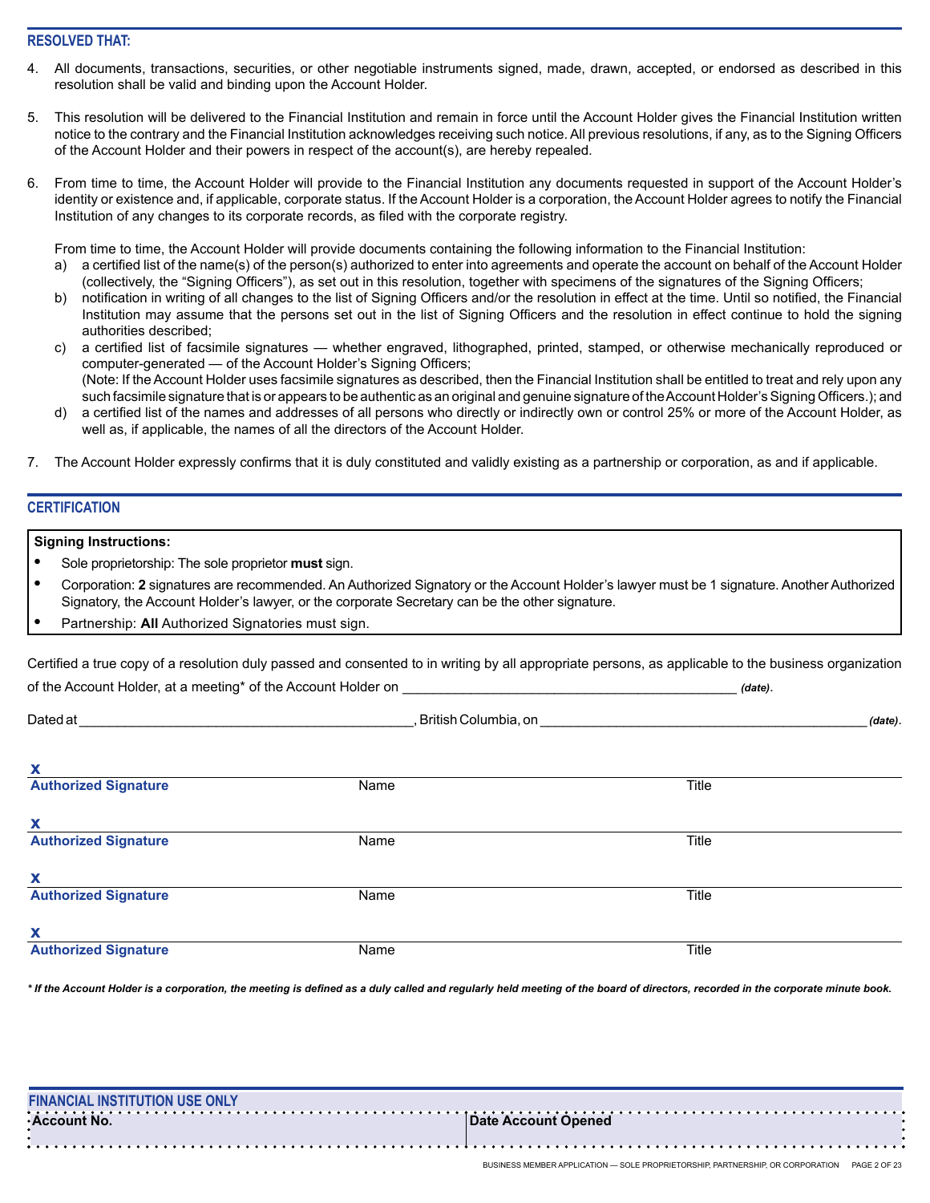## RESOLVED THAT:

4. All documents, transactions, securities, or other negotiable instruments signed, made, drawn, accepted, or endorsed as described in this resolution shall be valid and binding upon the Account Holder.

5. This resolution will be delivered to the Financial Institution and remain in force until the Account Holder gives the Financial Institution written notice to the contrary and the Financial Institution acknowledges receiving such notice. All previous resolutions, if any, as to the Signing Officers of the Account Holder and their powers in respect of the account(s), are hereby repealed.

6. From time to time, the Account Holder will provide to the Financial Institution any documents requested in support of the Account Holder's identity or existence and, if applicable, corporate status. If the Account Holder is a corporation, the Account Holder agrees to notify the Financial Institution of any changes to its corporate records, as filed with the corporate registry.

   From time to time, the Account Holder will provide documents containing the following information to the Financial Institution:

   a) a certified list of the name(s) of the person(s) authorized to enter into agreements and operate the account on behalf of the Account Holder (collectively, the "Signing Officers"), as set out in this resolution, together with specimens of the signatures of the Signing Officers;
   b) notification in writing of all changes to the list of Signing Officers and/or the resolution in effect at the time. Until so notified, the Financial Institution may assume that the persons set out in the list of Signing Officers and the resolution in effect continue to hold the signing authorities described;
   c) a certified list of facsimile signatures — whether engraved, lithographed, printed, stamped, or otherwise mechanically reproduced or computer-generated — of the Account Holder's Signing Officers;
      (Note: If the Account Holder uses facsimile signatures as described, then the Financial Institution shall be entitled to treat and rely upon any such facsimile signature that is or appears to be authentic as an original and genuine signature of the Account Holder's Signing Officers.); and
   d) a certified list of the names and addresses of all persons who directly or indirectly own or control 25% or more of the Account Holder, as well as, if applicable, the names of all the directors of the Account Holder.

7. The Account Holder expressly confirms that it is duly constituted and validly existing as a partnership or corporation, as and if applicable.

## CERTIFICATION

**Signing Instructions:**

- Sole proprietorship: The sole proprietor **must** sign.
- Corporation: **2** signatures are recommended. An Authorized Signatory or the Account Holder's lawyer must be 1 signature. Another Authorized Signatory, the Account Holder's lawyer, or the corporate Secretary can be the other signature.
- Partnership: **All** Authorized Signatories must sign.

Certified a true copy of a resolution duly passed and consented to in writing by all appropriate persons, as applicable to the business organization of the Account Holder, at a meeting* of the Account Holder on ____________________________________________ *(date)*.

Dated at ____________________________________________, British Columbia, on ____________________________________________ *(date)*.

| **X** | | |
|---|---|---|
| **Authorized Signature** | Name | Title |
| **X** | | |
| **Authorized Signature** | Name | Title |
| **X** | | |
| **Authorized Signature** | Name | Title |
| **X** | | |
| **Authorized Signature** | Name | Title |

***\* If the Account Holder is a corporation, the meeting is defined as a duly called and regularly held meeting of the board of directors, recorded in the corporate minute book.***

## FINANCIAL INSTITUTION USE ONLY

| Account No. | Date Account Opened |
|---|---|
| | |

BUSINESS MEMBER APPLICATION — SOLE PROPRIETORSHIP, PARTNERSHIP, OR CORPORATION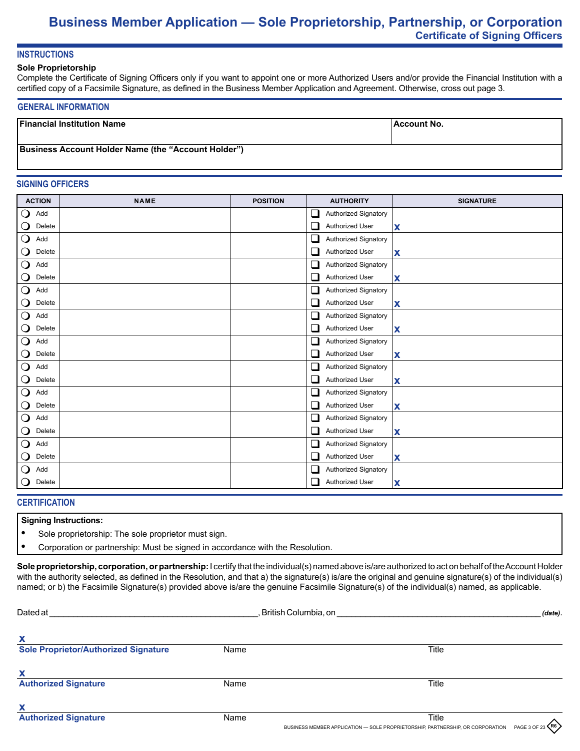# Business Member Application — Sole Proprietorship, Partnership, or Corporation

## Certificate of Signing Officers

### INSTRUCTIONS

**Sole Proprietorship**

Complete the Certificate of Signing Officers only if you want to appoint one or more Authorized Users and/or provide the Financial Institution with a certified copy of a Facsimile Signature, as defined in the Business Member Application and Agreement. Otherwise, cross out page 3.

### GENERAL INFORMATION

| Financial Institution Name | Account No. |
|---|---|
| | |
| **Business Account Holder Name (the "Account Holder")** | |
| | |

### SIGNING OFFICERS

| ACTION | NAME | POSITION | AUTHORITY | SIGNATURE |
|---|---|---|---|---|
| ❍ Add ❍ Delete | | | ☐ Authorized Signatory ☐ Authorized User | X |
| ❍ Add ❍ Delete | | | ☐ Authorized Signatory ☐ Authorized User | X |
| ❍ Add ❍ Delete | | | ☐ Authorized Signatory ☐ Authorized User | X |
| ❍ Add ❍ Delete | | | ☐ Authorized Signatory ☐ Authorized User | X |
| ❍ Add ❍ Delete | | | ☐ Authorized Signatory ☐ Authorized User | X |
| ❍ Add ❍ Delete | | | ☐ Authorized Signatory ☐ Authorized User | X |
| ❍ Add ❍ Delete | | | ☐ Authorized Signatory ☐ Authorized User | X |
| ❍ Add ❍ Delete | | | ☐ Authorized Signatory ☐ Authorized User | X |
| ❍ Add ❍ Delete | | | ☐ Authorized Signatory ☐ Authorized User | X |
| ❍ Add ❍ Delete | | | ☐ Authorized Signatory ☐ Authorized User | X |
| ❍ Add ❍ Delete | | | ☐ Authorized Signatory ☐ Authorized User | X |

### CERTIFICATION

**Signing Instructions:**

- Sole proprietorship: The sole proprietor must sign.
- Corporation or partnership: Must be signed in accordance with the Resolution.

**Sole proprietorship, corporation, or partnership:** I certify that the individual(s) named above is/are authorized to act on behalf of the Account Holder with the authority selected, as defined in the Resolution, and that a) the signature(s) is/are the original and genuine signature(s) of the individual(s) named; or b) the Facsimile Signature(s) provided above is/are the genuine Facsimile Signature(s) of the individual(s) named, as applicable.

Dated at \_\_\_\_\_\_\_\_\_\_\_\_\_\_\_\_\_\_\_\_\_\_\_\_\_\_\_\_\_\_, British Columbia, on \_\_\_\_\_\_\_\_\_\_\_\_\_\_\_\_\_\_\_\_\_\_\_\_\_\_\_\_\_\_ *(date)*.

X
**Sole Proprietor/Authorized Signature** Name Title

X
**Authorized Signature** Name Title

X
**Authorized Signature** Name Title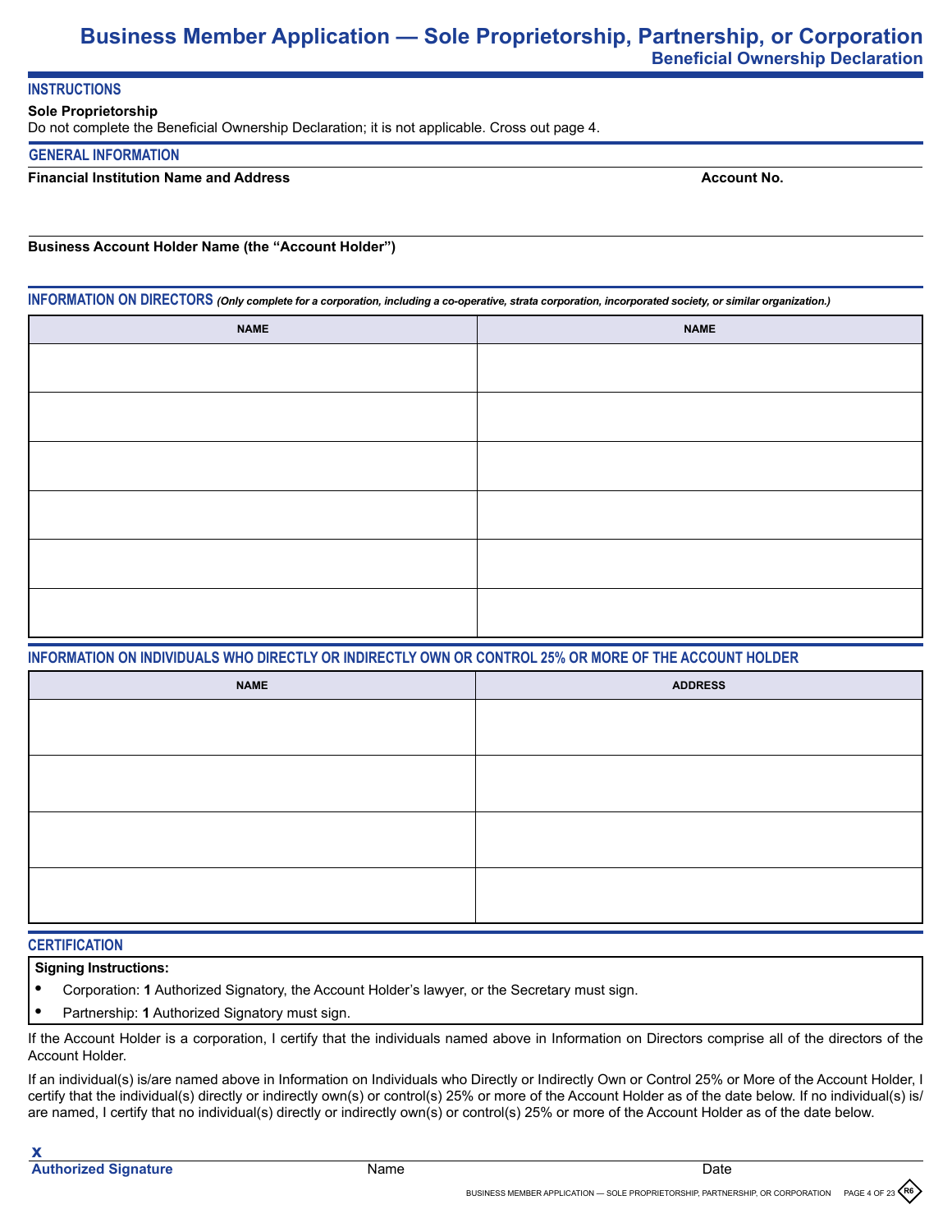# Business Member Application — Sole Proprietorship, Partnership, or Corporation

## Beneficial Ownership Declaration

### INSTRUCTIONS

**Sole Proprietorship**

Do not complete the Beneficial Ownership Declaration; it is not applicable. Cross out page 4.

### GENERAL INFORMATION

**Financial Institution Name and Address** | **Account No.**

**Business Account Holder Name (the "Account Holder")**

### INFORMATION ON DIRECTORS *(Only complete for a corporation, including a co-operative, strata corporation, incorporated society, or similar organization.)*

| NAME | NAME |
|---|---|
| | |
| | |
| | |
| | |
| | |
| | |

### INFORMATION ON INDIVIDUALS WHO DIRECTLY OR INDIRECTLY OWN OR CONTROL 25% OR MORE OF THE ACCOUNT HOLDER

| NAME | ADDRESS |
|---|---|
| | |
| | |
| | |
| | |

### CERTIFICATION

**Signing Instructions:**

- Corporation: **1** Authorized Signatory, the Account Holder's lawyer, or the Secretary must sign.
- Partnership: **1** Authorized Signatory must sign.

If the Account Holder is a corporation, I certify that the individuals named above in Information on Directors comprise all of the directors of the Account Holder.

If an individual(s) is/are named above in Information on Individuals who Directly or Indirectly Own or Control 25% or More of the Account Holder, I certify that the individual(s) directly or indirectly own(s) or control(s) 25% or more of the Account Holder as of the date below. If no individual(s) is/are named, I certify that no individual(s) directly or indirectly own(s) or control(s) 25% or more of the Account Holder as of the date below.

**X**

**Authorized Signature** | Name | Date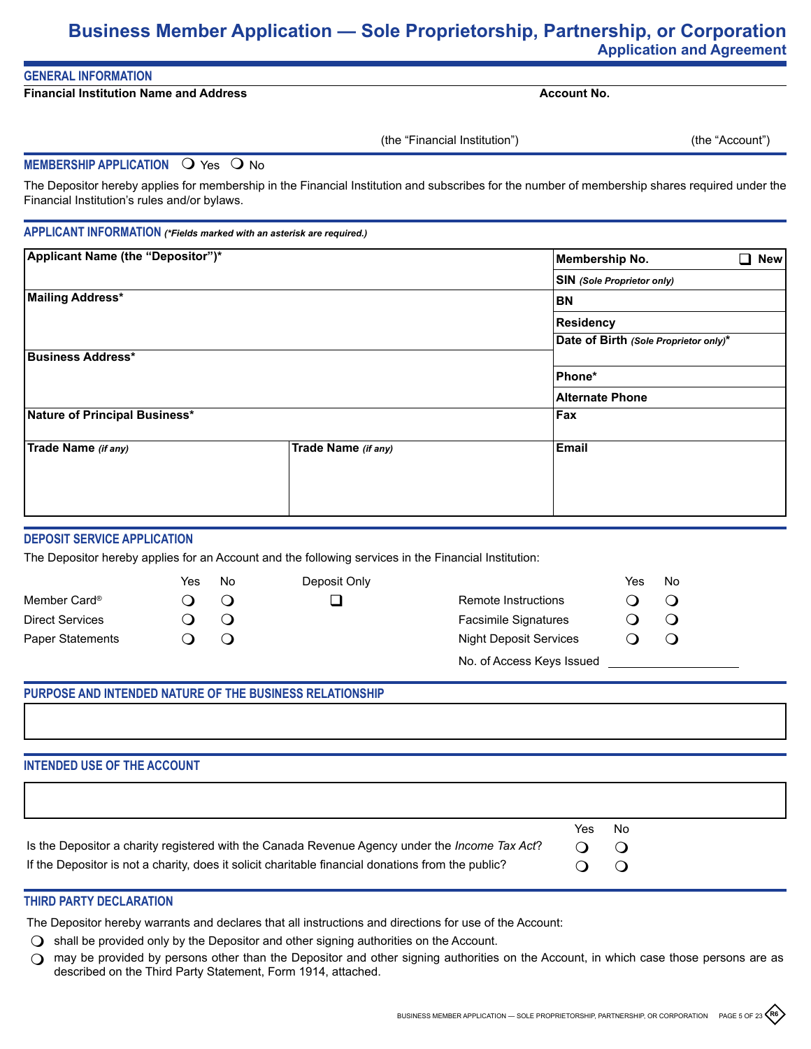# Business Member Application — Sole Proprietorship, Partnership, or Corporation

## Application and Agreement

### GENERAL INFORMATION

| Financial Institution Name and Address | Account No. |
|---|---|
| (the "Financial Institution") | (the "Account") |

### MEMBERSHIP APPLICATION ❍ Yes ❍ No

The Depositor hereby applies for membership in the Financial Institution and subscribes for the number of membership shares required under the Financial Institution's rules and/or bylaws.

### APPLICANT INFORMATION *(*Fields marked with an asterisk are required.)*

| | | |
|---|---|---|
| **Applicant Name (the "Depositor")*** | | **Membership No.** ❑ **New** |
| | | **SIN** *(Sole Proprietor only)* |
| **Mailing Address*** | | **BN** |
| | | **Residency** |
| | | **Date of Birth** *(Sole Proprietor only)** |
| **Business Address*** | | **Phone*** |
| | | **Alternate Phone** |
| **Nature of Principal Business*** | | **Fax** |
| **Trade Name** *(if any)* | **Trade Name** *(if any)* | **Email** |

### DEPOSIT SERVICE APPLICATION

The Depositor hereby applies for an Account and the following services in the Financial Institution:

| | Yes | No | Deposit Only |
|---|---|---|---|
| Member Card® | ❍ | ❍ | ❑ |
| Direct Services | ❍ | ❍ | |
| Paper Statements | ❍ | ❍ | |

| | Yes | No |
|---|---|---|
| Remote Instructions | ❍ | ❍ |
| Facsimile Signatures | ❍ | ❍ |
| Night Deposit Services | ❍ | ❍ |

No. of Access Keys Issued ____________

### PURPOSE AND INTENDED NATURE OF THE BUSINESS RELATIONSHIP

### INTENDED USE OF THE ACCOUNT

| | Yes | No |
|---|---|---|
| Is the Depositor a charity registered with the Canada Revenue Agency under the *Income Tax Act*? | ❍ | ❍ |
| If the Depositor is not a charity, does it solicit charitable financial donations from the public? | ❍ | ❍ |

### THIRD PARTY DECLARATION

The Depositor hereby warrants and declares that all instructions and directions for use of the Account:

- ❍ shall be provided only by the Depositor and other signing authorities on the Account.
- ❍ may be provided by persons other than the Depositor and other signing authorities on the Account, in which case those persons are as described on the Third Party Statement, Form 1914, attached.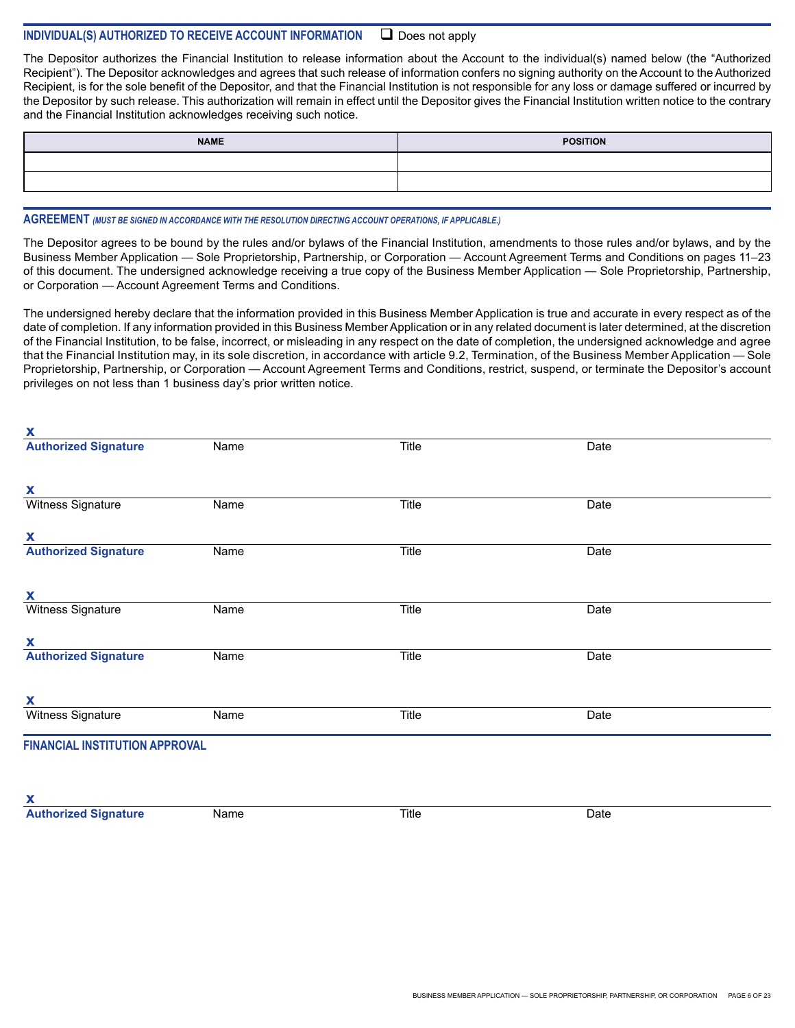## INDIVIDUAL(S) AUTHORIZED TO RECEIVE ACCOUNT INFORMATION ☐ Does not apply

The Depositor authorizes the Financial Institution to release information about the Account to the individual(s) named below (the "Authorized Recipient"). The Depositor acknowledges and agrees that such release of information confers no signing authority on the Account to the Authorized Recipient, is for the sole benefit of the Depositor, and that the Financial Institution is not responsible for any loss or damage suffered or incurred by the Depositor by such release. This authorization will remain in effect until the Depositor gives the Financial Institution written notice to the contrary and the Financial Institution acknowledges receiving such notice.

| NAME | POSITION |
| --- | --- |
| | |
| | |

## AGREEMENT *(MUST BE SIGNED IN ACCORDANCE WITH THE RESOLUTION DIRECTING ACCOUNT OPERATIONS, IF APPLICABLE.)*

The Depositor agrees to be bound by the rules and/or bylaws of the Financial Institution, amendments to those rules and/or bylaws, and by the Business Member Application — Sole Proprietorship, Partnership, or Corporation — Account Agreement Terms and Conditions on pages 11–23 of this document. The undersigned acknowledge receiving a true copy of the Business Member Application — Sole Proprietorship, Partnership, or Corporation — Account Agreement Terms and Conditions.

The undersigned hereby declare that the information provided in this Business Member Application is true and accurate in every respect as of the date of completion. If any information provided in this Business Member Application or in any related document is later determined, at the discretion of the Financial Institution, to be false, incorrect, or misleading in any respect on the date of completion, the undersigned acknowledge and agree that the Financial Institution may, in its sole discretion, in accordance with article 9.2, Termination, of the Business Member Application — Sole Proprietorship, Partnership, or Corporation — Account Agreement Terms and Conditions, restrict, suspend, or terminate the Depositor's account privileges on not less than 1 business day's prior written notice.

x
**Authorized Signature** Name Title Date

x
Witness Signature Name Title Date

x
**Authorized Signature** Name Title Date

x
Witness Signature Name Title Date

x
**Authorized Signature** Name Title Date

x
Witness Signature Name Title Date

## FINANCIAL INSTITUTION APPROVAL

x
**Authorized Signature** Name Title Date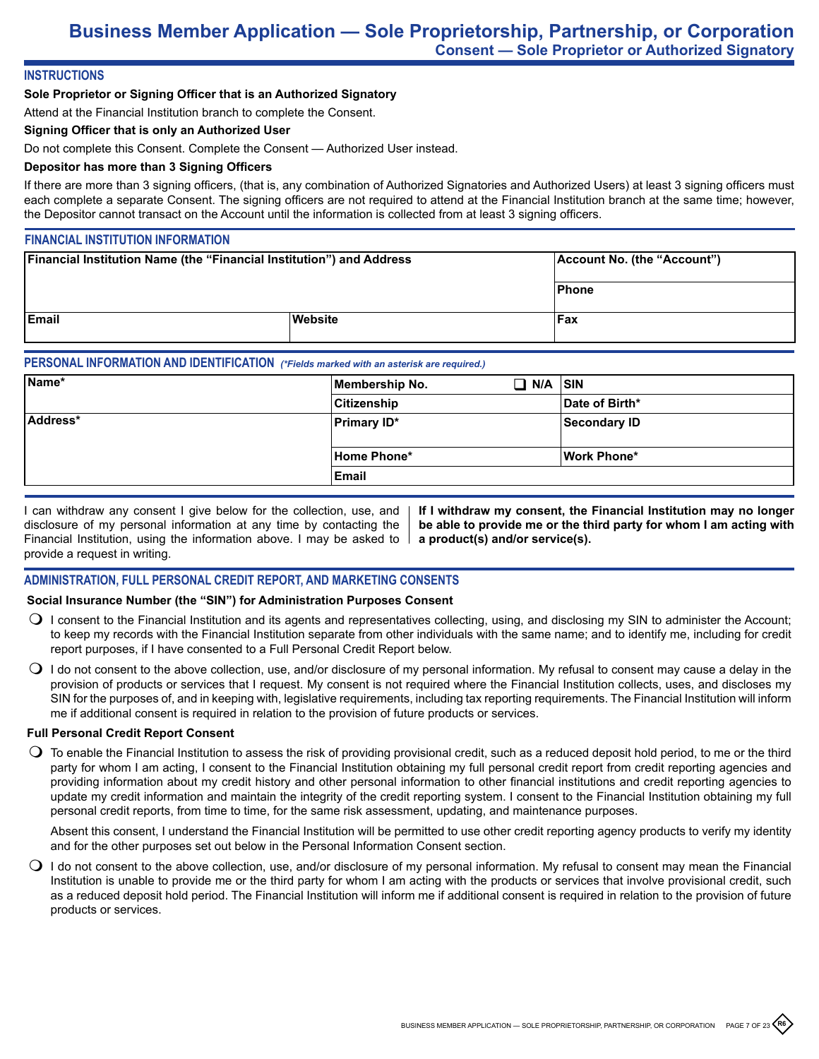# Business Member Application — Sole Proprietorship, Partnership, or Corporation

## Consent — Sole Proprietor or Authorized Signatory

### INSTRUCTIONS

**Sole Proprietor or Signing Officer that is an Authorized Signatory**

Attend at the Financial Institution branch to complete the Consent.

**Signing Officer that is only an Authorized User**

Do not complete this Consent. Complete the Consent — Authorized User instead.

**Depositor has more than 3 Signing Officers**

If there are more than 3 signing officers, (that is, any combination of Authorized Signatories and Authorized Users) at least 3 signing officers must each complete a separate Consent. The signing officers are not required to attend at the Financial Institution branch at the same time; however, the Depositor cannot transact on the Account until the information is collected from at least 3 signing officers.

### FINANCIAL INSTITUTION INFORMATION

| Financial Institution Name (the "Financial Institution") and Address | | Account No. (the "Account") |
|---|---|---|
| | | Phone |
| Email | Website | Fax |

### PERSONAL INFORMATION AND IDENTIFICATION *(\*Fields marked with an asterisk are required.)*

| Name* | Membership No. ❑ N/A | SIN |
|---|---|---|
| | Citizenship | Date of Birth* |
| Address* | Primary ID* | Secondary ID |
| | Home Phone* | Work Phone* |
| | Email | |

I can withdraw any consent I give below for the collection, use, and disclosure of my personal information at any time by contacting the Financial Institution, using the information above. I may be asked to provide a request in writing.

**If I withdraw my consent, the Financial Institution may no longer be able to provide me or the third party for whom I am acting with a product(s) and/or service(s).**

### ADMINISTRATION, FULL PERSONAL CREDIT REPORT, AND MARKETING CONSENTS

**Social Insurance Number (the "SIN") for Administration Purposes Consent**

- ❍ I consent to the Financial Institution and its agents and representatives collecting, using, and disclosing my SIN to administer the Account; to keep my records with the Financial Institution separate from other individuals with the same name; and to identify me, including for credit report purposes, if I have consented to a Full Personal Credit Report below.
- ❍ I do not consent to the above collection, use, and/or disclosure of my personal information. My refusal to consent may cause a delay in the provision of products or services that I request. My consent is not required where the Financial Institution collects, uses, and discloses my SIN for the purposes of, and in keeping with, legislative requirements, including tax reporting requirements. The Financial Institution will inform me if additional consent is required in relation to the provision of future products or services.

**Full Personal Credit Report Consent**

- ❍ To enable the Financial Institution to assess the risk of providing provisional credit, such as a reduced deposit hold period, to me or the third party for whom I am acting, I consent to the Financial Institution obtaining my full personal credit report from credit reporting agencies and providing information about my credit history and other personal information to other financial institutions and credit reporting agencies to update my credit information and maintain the integrity of the credit reporting system. I consent to the Financial Institution obtaining my full personal credit reports, from time to time, for the same risk assessment, updating, and maintenance purposes.

  Absent this consent, I understand the Financial Institution will be permitted to use other credit reporting agency products to verify my identity and for the other purposes set out below in the Personal Information Consent section.

- ❍ I do not consent to the above collection, use, and/or disclosure of my personal information. My refusal to consent may mean the Financial Institution is unable to provide me or the third party for whom I am acting with the products or services that involve provisional credit, such as a reduced deposit hold period. The Financial Institution will inform me if additional consent is required in relation to the provision of future products or services.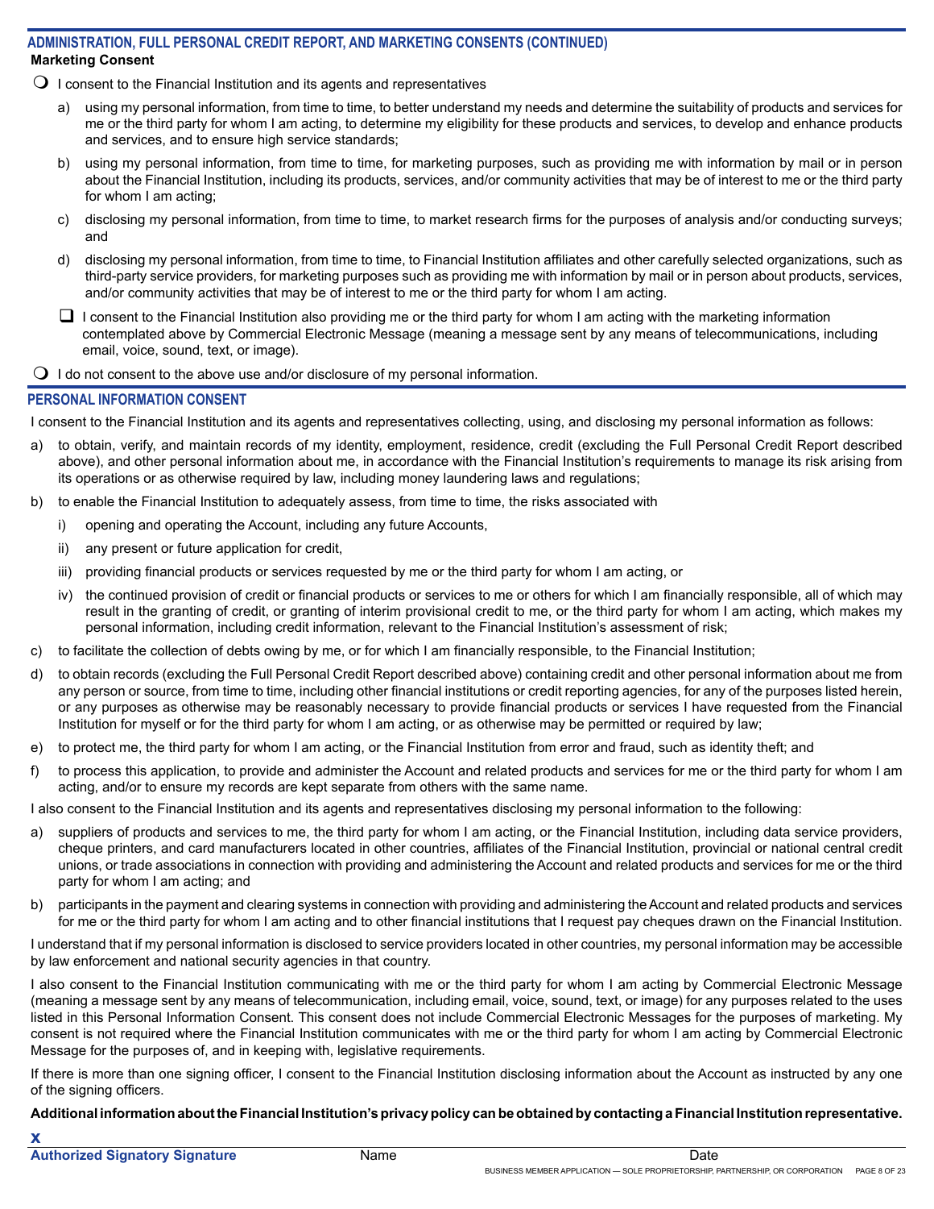## ADMINISTRATION, FULL PERSONAL CREDIT REPORT, AND MARKETING CONSENTS (CONTINUED)

**Marketing Consent**

- ○ I consent to the Financial Institution and its agents and representatives

  a) using my personal information, from time to time, to better understand my needs and determine the suitability of products and services for me or the third party for whom I am acting, to determine my eligibility for these products and services, to develop and enhance products and services, and to ensure high service standards;

  b) using my personal information, from time to time, for marketing purposes, such as providing me with information by mail or in person about the Financial Institution, including its products, services, and/or community activities that may be of interest to me or the third party for whom I am acting;

  c) disclosing my personal information, from time to time, to market research firms for the purposes of analysis and/or conducting surveys; and

  d) disclosing my personal information, from time to time, to Financial Institution affiliates and other carefully selected organizations, such as third-party service providers, for marketing purposes such as providing me with information by mail or in person about products, services, and/or community activities that may be of interest to me or the third party for whom I am acting.

  - ☐ I consent to the Financial Institution also providing me or the third party for whom I am acting with the marketing information contemplated above by Commercial Electronic Message (meaning a message sent by any means of telecommunications, including email, voice, sound, text, or image).

- ○ I do not consent to the above use and/or disclosure of my personal information.

## PERSONAL INFORMATION CONSENT

I consent to the Financial Institution and its agents and representatives collecting, using, and disclosing my personal information as follows:

a) to obtain, verify, and maintain records of my identity, employment, residence, credit (excluding the Full Personal Credit Report described above), and other personal information about me, in accordance with the Financial Institution's requirements to manage its risk arising from its operations or as otherwise required by law, including money laundering laws and regulations;

b) to enable the Financial Institution to adequately assess, from time to time, the risks associated with

   i) opening and operating the Account, including any future Accounts,

   ii) any present or future application for credit,

   iii) providing financial products or services requested by me or the third party for whom I am acting, or

   iv) the continued provision of credit or financial products or services to me or others for which I am financially responsible, all of which may result in the granting of credit, or granting of interim provisional credit to me, or the third party for whom I am acting, which makes my personal information, including credit information, relevant to the Financial Institution's assessment of risk;

c) to facilitate the collection of debts owing by me, or for which I am financially responsible, to the Financial Institution;

d) to obtain records (excluding the Full Personal Credit Report described above) containing credit and other personal information about me from any person or source, from time to time, including other financial institutions or credit reporting agencies, for any of the purposes listed herein, or any purposes as otherwise may be reasonably necessary to provide financial products or services I have requested from the Financial Institution for myself or for the third party for whom I am acting, or as otherwise may be permitted or required by law;

e) to protect me, the third party for whom I am acting, or the Financial Institution from error and fraud, such as identity theft; and

f) to process this application, to provide and administer the Account and related products and services for me or the third party for whom I am acting, and/or to ensure my records are kept separate from others with the same name.

I also consent to the Financial Institution and its agents and representatives disclosing my personal information to the following:

a) suppliers of products and services to me, the third party for whom I am acting, or the Financial Institution, including data service providers, cheque printers, and card manufacturers located in other countries, affiliates of the Financial Institution, provincial or national central credit unions, or trade associations in connection with providing and administering the Account and related products and services for me or the third party for whom I am acting; and

b) participants in the payment and clearing systems in connection with providing and administering the Account and related products and services for me or the third party for whom I am acting and to other financial institutions that I request pay cheques drawn on the Financial Institution.

I understand that if my personal information is disclosed to service providers located in other countries, my personal information may be accessible by law enforcement and national security agencies in that country.

I also consent to the Financial Institution communicating with me or the third party for whom I am acting by Commercial Electronic Message (meaning a message sent by any means of telecommunication, including email, voice, sound, text, or image) for any purposes related to the uses listed in this Personal Information Consent. This consent does not include Commercial Electronic Messages for the purposes of marketing. My consent is not required where the Financial Institution communicates with me or the third party for whom I am acting by Commercial Electronic Message for the purposes of, and in keeping with, legislative requirements.

If there is more than one signing officer, I consent to the Financial Institution disclosing information about the Account as instructed by any one of the signing officers.

**Additional information about the Financial Institution's privacy policy can be obtained by contacting a Financial Institution representative.**

**X**

| **Authorized Signatory Signature** | Name | Date |
|---|---|---|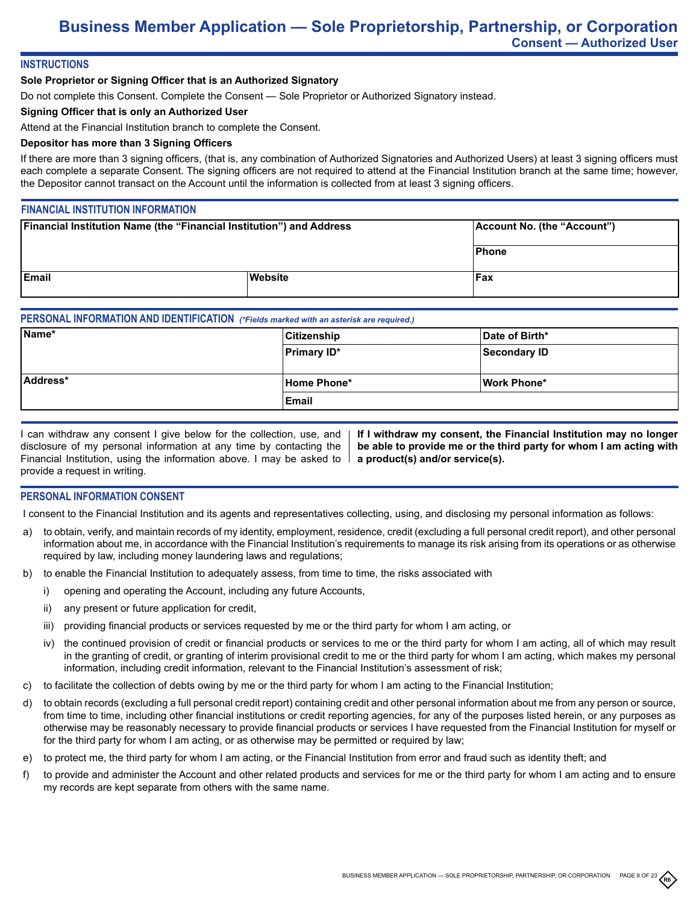# Business Member Application — Sole Proprietorship, Partnership, or Corporation

## Consent — Authorized User

### INSTRUCTIONS

**Sole Proprietor or Signing Officer that is an Authorized Signatory**

Do not complete this Consent. Complete the Consent — Sole Proprietor or Authorized Signatory instead.

**Signing Officer that is only an Authorized User**

Attend at the Financial Institution branch to complete the Consent.

**Depositor has more than 3 Signing Officers**

If there are more than 3 signing officers, (that is, any combination of Authorized Signatories and Authorized Users) at least 3 signing officers must each complete a separate Consent. The signing officers are not required to attend at the Financial Institution branch at the same time; however, the Depositor cannot transact on the Account until the information is collected from at least 3 signing officers.

### FINANCIAL INSTITUTION INFORMATION

| Financial Institution Name (the "Financial Institution") and Address | | Account No. (the "Account") |
|---|---|---|
| | | Phone |
| Email | Website | Fax |

### PERSONAL INFORMATION AND IDENTIFICATION *(\*Fields marked with an asterisk are required.)*

| Name* | Citizenship | Date of Birth* |
|---|---|---|
| | Primary ID* | Secondary ID |
| Address* | Home Phone* | Work Phone* |
| | Email | |

I can withdraw any consent I give below for the collection, use, and disclosure of my personal information at any time by contacting the Financial Institution, using the information above. I may be asked to provide a request in writing.

**If I withdraw my consent, the Financial Institution may no longer be able to provide me or the third party for whom I am acting with a product(s) and/or service(s).**

### PERSONAL INFORMATION CONSENT

I consent to the Financial Institution and its agents and representatives collecting, using, and disclosing my personal information as follows:

a) to obtain, verify, and maintain records of my identity, employment, residence, credit (excluding a full personal credit report), and other personal information about me, in accordance with the Financial Institution's requirements to manage its risk arising from its operations or as otherwise required by law, including money laundering laws and regulations;

b) to enable the Financial Institution to adequately assess, from time to time, the risks associated with

   i) opening and operating the Account, including any future Accounts,

   ii) any present or future application for credit,

   iii) providing financial products or services requested by me or the third party for whom I am acting, or

   iv) the continued provision of credit or financial products or services to me or the third party for whom I am acting, all of which may result in the granting of credit, or granting of interim provisional credit to me or the third party for whom I am acting, which makes my personal information, including credit information, relevant to the Financial Institution's assessment of risk;

c) to facilitate the collection of debts owing by me or the third party for whom I am acting to the Financial Institution;

d) to obtain records (excluding a full personal credit report) containing credit and other personal information about me from any person or source, from time to time, including other financial institutions or credit reporting agencies, for any of the purposes listed herein, or any purposes as otherwise may be reasonably necessary to provide financial products or services I have requested from the Financial Institution for myself or for the third party for whom I am acting, or as otherwise may be permitted or required by law;

e) to protect me, the third party for whom I am acting, or the Financial Institution from error and fraud such as identity theft; and

f) to provide and administer the Account and other related products and services for me or the third party for whom I am acting and to ensure my records are kept separate from others with the same name.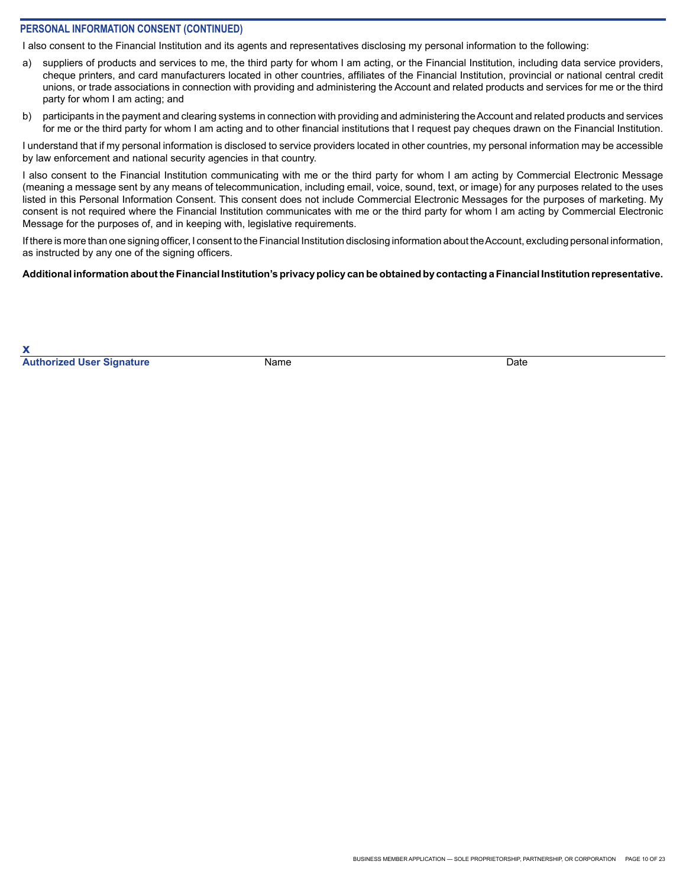## PERSONAL INFORMATION CONSENT (CONTINUED)

I also consent to the Financial Institution and its agents and representatives disclosing my personal information to the following:

a) suppliers of products and services to me, the third party for whom I am acting, or the Financial Institution, including data service providers, cheque printers, and card manufacturers located in other countries, affiliates of the Financial Institution, provincial or national central credit unions, or trade associations in connection with providing and administering the Account and related products and services for me or the third party for whom I am acting; and

b) participants in the payment and clearing systems in connection with providing and administering the Account and related products and services for me or the third party for whom I am acting and to other financial institutions that I request pay cheques drawn on the Financial Institution.

I understand that if my personal information is disclosed to service providers located in other countries, my personal information may be accessible by law enforcement and national security agencies in that country.

I also consent to the Financial Institution communicating with me or the third party for whom I am acting by Commercial Electronic Message (meaning a message sent by any means of telecommunication, including email, voice, sound, text, or image) for any purposes related to the uses listed in this Personal Information Consent. This consent does not include Commercial Electronic Messages for the purposes of marketing. My consent is not required where the Financial Institution communicates with me or the third party for whom I am acting by Commercial Electronic Message for the purposes of, and in keeping with, legislative requirements.

If there is more than one signing officer, I consent to the Financial Institution disclosing information about the Account, excluding personal information, as instructed by any one of the signing officers.

**Additional information about the Financial Institution's privacy policy can be obtained by contacting a Financial Institution representative.**

**X**

| **Authorized User Signature** | Name | Date |
| --- | --- | --- |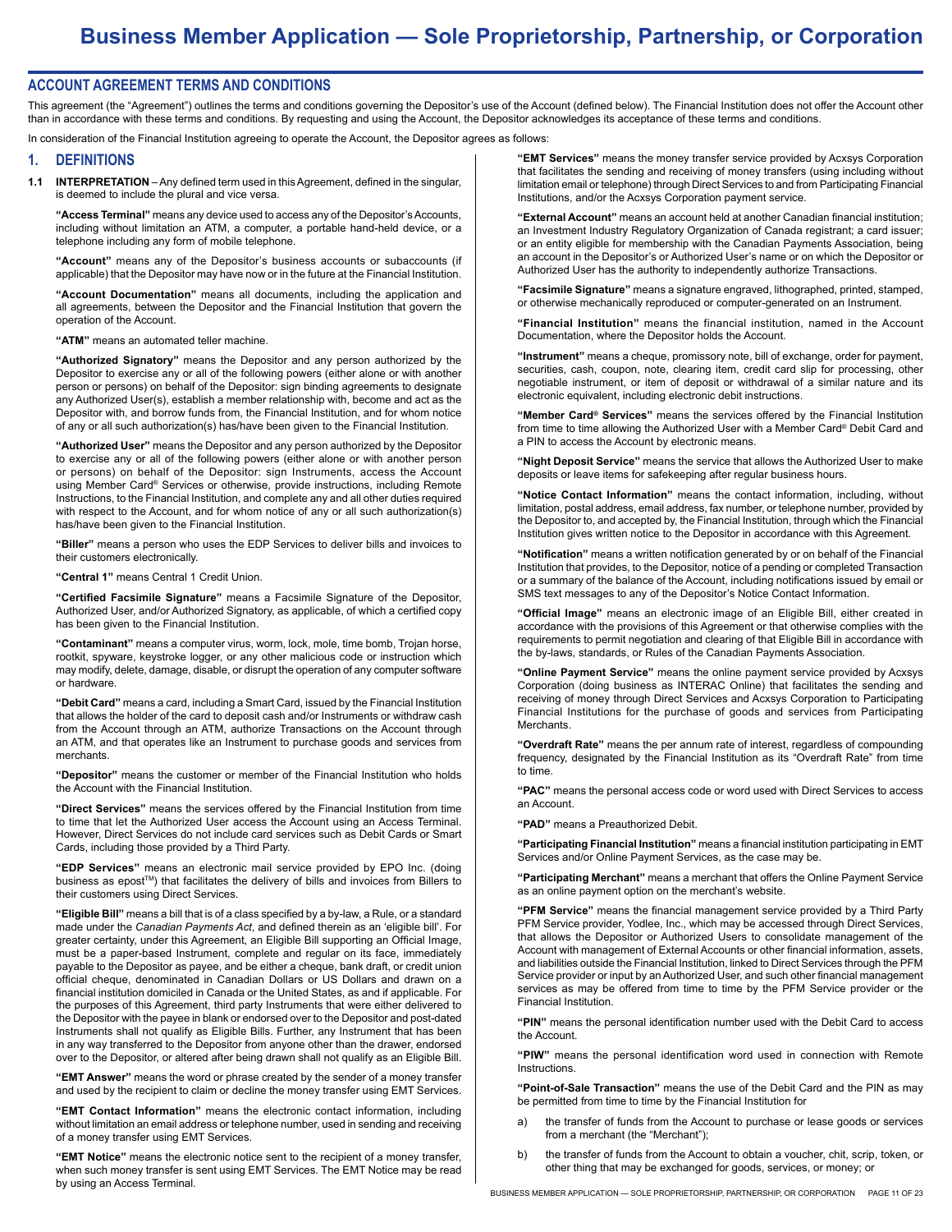# Business Member Application — Sole Proprietorship, Partnership, or Corporation

## ACCOUNT AGREEMENT TERMS AND CONDITIONS

This agreement (the "Agreement") outlines the terms and conditions governing the Depositor's use of the Account (defined below). The Financial Institution does not offer the Account other than in accordance with these terms and conditions. By requesting and using the Account, the Depositor acknowledges its acceptance of these terms and conditions.

In consideration of the Financial Institution agreeing to operate the Account, the Depositor agrees as follows:

## 1. DEFINITIONS

**1.1 INTERPRETATION** – Any defined term used in this Agreement, defined in the singular, is deemed to include the plural and vice versa.

**"Access Terminal"** means any device used to access any of the Depositor's Accounts, including without limitation an ATM, a computer, a portable hand-held device, or a telephone including any form of mobile telephone.

**"Account"** means any of the Depositor's business accounts or subaccounts (if applicable) that the Depositor may have now or in the future at the Financial Institution.

**"Account Documentation"** means all documents, including the application and all agreements, between the Depositor and the Financial Institution that govern the operation of the Account.

**"ATM"** means an automated teller machine.

**"Authorized Signatory"** means the Depositor and any person authorized by the Depositor to exercise any or all of the following powers (either alone or with another person or persons) on behalf of the Depositor: sign binding agreements to designate any Authorized User(s), establish a member relationship with, become and act as the Depositor with, and borrow funds from, the Financial Institution, and for whom notice of any or all such authorization(s) has/have been given to the Financial Institution.

**"Authorized User"** means the Depositor and any person authorized by the Depositor to exercise any or all of the following powers (either alone or with another person or persons) on behalf of the Depositor: sign Instruments, access the Account using Member Card® Services or otherwise, provide instructions, including Remote Instructions, to the Financial Institution, and complete any and all other duties required with respect to the Account, and for whom notice of any or all such authorization(s) has/have been given to the Financial Institution.

**"Biller"** means a person who uses the EDP Services to deliver bills and invoices to their customers electronically.

**"Central 1"** means Central 1 Credit Union.

**"Certified Facsimile Signature"** means a Facsimile Signature of the Depositor, Authorized User, and/or Authorized Signatory, as applicable, of which a certified copy has been given to the Financial Institution.

**"Contaminant"** means a computer virus, worm, lock, mole, time bomb, Trojan horse, rootkit, spyware, keystroke logger, or any other malicious code or instruction which may modify, delete, damage, disable, or disrupt the operation of any computer software or hardware.

**"Debit Card"** means a card, including a Smart Card, issued by the Financial Institution that allows the holder of the card to deposit cash and/or Instruments or withdraw cash from the Account through an ATM, authorize Transactions on the Account through an ATM, and that operates like an Instrument to purchase goods and services from merchants.

**"Depositor"** means the customer or member of the Financial Institution who holds the Account with the Financial Institution.

**"Direct Services"** means the services offered by the Financial Institution from time to time that let the Authorized User access the Account using an Access Terminal. However, Direct Services do not include card services such as Debit Cards or Smart Cards, including those provided by a Third Party.

**"EDP Services"** means an electronic mail service provided by EPO Inc. (doing business as epost™) that facilitates the delivery of bills and invoices from Billers to their customers using Direct Services.

**"Eligible Bill"** means a bill that is of a class specified by a by-law, a Rule, or a standard made under the *Canadian Payments Act*, and defined therein as an 'eligible bill'. For greater certainty, under this Agreement, an Eligible Bill supporting an Official Image, must be a paper-based Instrument, complete and regular on its face, immediately payable to the Depositor as payee, and be either a cheque, bank draft, or credit union official cheque, denominated in Canadian Dollars or US Dollars and drawn on a financial institution domiciled in Canada or the United States, as and if applicable. For the purposes of this Agreement, third party Instruments that were either delivered to the Depositor with the payee in blank or endorsed over to the Depositor and post-dated Instruments shall not qualify as Eligible Bills. Further, any Instrument that has been in any way transferred to the Depositor from anyone other than the drawer, endorsed over to the Depositor, or altered after being drawn shall not qualify as an Eligible Bill.

**"EMT Answer"** means the word or phrase created by the sender of a money transfer and used by the recipient to claim or decline the money transfer using EMT Services.

**"EMT Contact Information"** means the electronic contact information, including without limitation an email address or telephone number, used in sending and receiving of a money transfer using EMT Services.

**"EMT Notice"** means the electronic notice sent to the recipient of a money transfer, when such money transfer is sent using EMT Services. The EMT Notice may be read by using an Access Terminal.

**"EMT Services"** means the money transfer service provided by Acxsys Corporation that facilitates the sending and receiving of money transfers (using including without limitation email or telephone) through Direct Services to and from Participating Financial Institutions, and/or the Acxsys Corporation payment service.

**"External Account"** means an account held at another Canadian financial institution; an Investment Industry Regulatory Organization of Canada registrant; a card issuer; or an entity eligible for membership with the Canadian Payments Association, being an account in the Depositor's or Authorized User's name or on which the Depositor or Authorized User has the authority to independently authorize Transactions.

**"Facsimile Signature"** means a signature engraved, lithographed, printed, stamped, or otherwise mechanically reproduced or computer-generated on an Instrument.

**"Financial Institution"** means the financial institution, named in the Account Documentation, where the Depositor holds the Account.

**"Instrument"** means a cheque, promissory note, bill of exchange, order for payment, securities, cash, coupon, note, clearing item, credit card slip for processing, other negotiable instrument, or item of deposit or withdrawal of a similar nature and its electronic equivalent, including electronic debit instructions.

**"Member Card® Services"** means the services offered by the Financial Institution from time to time allowing the Authorized User with a Member Card® Debit Card and a PIN to access the Account by electronic means.

**"Night Deposit Service"** means the service that allows the Authorized User to make deposits or leave items for safekeeping after regular business hours.

**"Notice Contact Information"** means the contact information, including, without limitation, postal address, email address, fax number, or telephone number, provided by the Depositor to, and accepted by, the Financial Institution, through which the Financial Institution gives written notice to the Depositor in accordance with this Agreement.

**"Notification"** means a written notification generated by or on behalf of the Financial Institution that provides, to the Depositor, notice of a pending or completed Transaction or a summary of the balance of the Account, including notifications issued by email or SMS text messages to any of the Depositor's Notice Contact Information.

**"Official Image"** means an electronic image of an Eligible Bill, either created in accordance with the provisions of this Agreement or that otherwise complies with the requirements to permit negotiation and clearing of that Eligible Bill in accordance with the by-laws, standards, or Rules of the Canadian Payments Association.

**"Online Payment Service"** means the online payment service provided by Acxsys Corporation (doing business as INTERAC Online) that facilitates the sending and receiving of money through Direct Services and Acxsys Corporation to Participating Financial Institutions for the purchase of goods and services from Participating Merchants.

**"Overdraft Rate"** means the per annum rate of interest, regardless of compounding frequency, designated by the Financial Institution as its "Overdraft Rate" from time to time.

**"PAC"** means the personal access code or word used with Direct Services to access an Account.

**"PAD"** means a Preauthorized Debit.

**"Participating Financial Institution"** means a financial institution participating in EMT Services and/or Online Payment Services, as the case may be.

**"Participating Merchant"** means a merchant that offers the Online Payment Service as an online payment option on the merchant's website.

**"PFM Service"** means the financial management service provided by a Third Party PFM Service provider, Yodlee, Inc., which may be accessed through Direct Services, that allows the Depositor or Authorized Users to consolidate management of the Account with management of External Accounts or other financial information, assets, and liabilities outside the Financial Institution, linked to Direct Services through the PFM Service provider or input by an Authorized User, and such other financial management services as may be offered from time to time by the PFM Service provider or the Financial Institution.

**"PIN"** means the personal identification number used with the Debit Card to access the Account.

**"PIW"** means the personal identification word used in connection with Remote Instructions.

**"Point-of-Sale Transaction"** means the use of the Debit Card and the PIN as may be permitted from time to time by the Financial Institution for

a) the transfer of funds from the Account to purchase or lease goods or services from a merchant (the "Merchant");

b) the transfer of funds from the Account to obtain a voucher, chit, scrip, token, or other thing that may be exchanged for goods, services, or money; or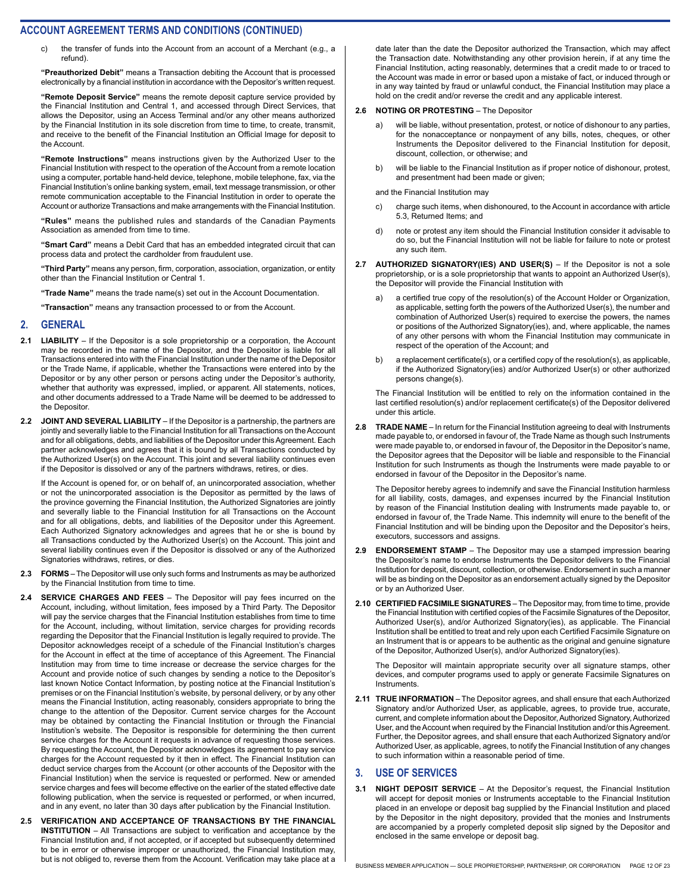## ACCOUNT AGREEMENT TERMS AND CONDITIONS (CONTINUED)

c) the transfer of funds into the Account from an account of a Merchant (e.g., a refund).

**"Preauthorized Debit"** means a Transaction debiting the Account that is processed electronically by a financial institution in accordance with the Depositor's written request.

**"Remote Deposit Service"** means the remote deposit capture service provided by the Financial Institution and Central 1, and accessed through Direct Services, that allows the Depositor, using an Access Terminal and/or any other means authorized by the Financial Institution in its sole discretion from time to time, to create, transmit, and receive to the benefit of the Financial Institution an Official Image for deposit to the Account.

**"Remote Instructions"** means instructions given by the Authorized User to the Financial Institution with respect to the operation of the Account from a remote location using a computer, portable hand-held device, telephone, mobile telephone, fax, via the Financial Institution's online banking system, email, text message transmission, or other remote communication acceptable to the Financial Institution in order to operate the Account or authorize Transactions and make arrangements with the Financial Institution.

**"Rules"** means the published rules and standards of the Canadian Payments Association as amended from time to time.

**"Smart Card"** means a Debit Card that has an embedded integrated circuit that can process data and protect the cardholder from fraudulent use.

**"Third Party"** means any person, firm, corporation, association, organization, or entity other than the Financial Institution or Central 1.

**"Trade Name"** means the trade name(s) set out in the Account Documentation.

**"Transaction"** means any transaction processed to or from the Account.

## 2. GENERAL

**2.1 LIABILITY** – If the Depositor is a sole proprietorship or a corporation, the Account may be recorded in the name of the Depositor, and the Depositor is liable for all Transactions entered into with the Financial Institution under the name of the Depositor or the Trade Name, if applicable, whether the Transactions were entered into by the Depositor or by any other person or persons acting under the Depositor's authority, whether that authority was expressed, implied, or apparent. All statements, notices, and other documents addressed to a Trade Name will be deemed to be addressed to the Depositor.

**2.2 JOINT AND SEVERAL LIABILITY** – If the Depositor is a partnership, the partners are jointly and severally liable to the Financial Institution for all Transactions on the Account and for all obligations, debts, and liabilities of the Depositor under this Agreement. Each partner acknowledges and agrees that it is bound by all Transactions conducted by the Authorized User(s) on the Account. This joint and several liability continues even if the Depositor is dissolved or any of the partners withdraws, retires, or dies.

If the Account is opened for, or on behalf of, an unincorporated association, whether or not the unincorporated association is the Depositor as permitted by the laws of the province governing the Financial Institution, the Authorized Signatories are jointly and severally liable to the Financial Institution for all Transactions on the Account and for all obligations, debts, and liabilities of the Depositor under this Agreement. Each Authorized Signatory acknowledges and agrees that he or she is bound by all Transactions conducted by the Authorized User(s) on the Account. This joint and several liability continues even if the Depositor is dissolved or any of the Authorized Signatories withdraws, retires, or dies.

**2.3 FORMS** – The Depositor will use only such forms and Instruments as may be authorized by the Financial Institution from time to time.

**2.4 SERVICE CHARGES AND FEES** – The Depositor will pay fees incurred on the Account, including, without limitation, fees imposed by a Third Party. The Depositor will pay the service charges that the Financial Institution establishes from time to time for the Account, including, without limitation, service charges for providing records regarding the Depositor that the Financial Institution is legally required to provide. The Depositor acknowledges receipt of a schedule of the Financial Institution's charges for the Account in effect at the time of acceptance of this Agreement. The Financial Institution may from time to time increase or decrease the service charges for the Account and provide notice of such changes by sending a notice to the Depositor's last known Notice Contact Information, by posting notice at the Financial Institution's premises or on the Financial Institution's website, by personal delivery, or by any other means the Financial Institution, acting reasonably, considers appropriate to bring the change to the attention of the Depositor. Current service charges for the Account may be obtained by contacting the Financial Institution or through the Financial Institution's website. The Depositor is responsible for determining the then current service charges for the Account it requests in advance of requesting those services. By requesting the Account, the Depositor acknowledges its agreement to pay service charges for the Account requested by it then in effect. The Financial Institution can deduct service charges from the Account (or other accounts of the Depositor with the Financial Institution) when the service is requested or performed. New or amended service charges and fees will become effective on the earlier of the stated effective date following publication, when the service is requested or performed, or when incurred, and in any event, no later than 30 days after publication by the Financial Institution.

**2.5 VERIFICATION AND ACCEPTANCE OF TRANSACTIONS BY THE FINANCIAL INSTITUTION** – All Transactions are subject to verification and acceptance by the Financial Institution and, if not accepted, or if accepted but subsequently determined to be in error or otherwise improper or unauthorized, the Financial Institution may, but is not obliged to, reverse them from the Account. Verification may take place at a date later than the date the Depositor authorized the Transaction, which may affect the Transaction date. Notwithstanding any other provision herein, if at any time the Financial Institution, acting reasonably, determines that a credit made to or traced to the Account was made in error or based upon a mistake of fact, or induced through or in any way tainted by fraud or unlawful conduct, the Financial Institution may place a hold on the credit and/or reverse the credit and any applicable interest.

**2.6 NOTING OR PROTESTING** – The Depositor

a) will be liable, without presentation, protest, or notice of dishonour to any parties, for the nonacceptance or nonpayment of any bills, notes, cheques, or other Instruments the Depositor delivered to the Financial Institution for deposit, discount, collection, or otherwise; and

b) will be liable to the Financial Institution as if proper notice of dishonour, protest, and presentment had been made or given;

and the Financial Institution may

c) charge such items, when dishonoured, to the Account in accordance with article 5.3, Returned Items; and

d) note or protest any item should the Financial Institution consider it advisable to do so, but the Financial Institution will not be liable for failure to note or protest any such item.

**2.7 AUTHORIZED SIGNATORY(IES) AND USER(S)** – If the Depositor is not a sole proprietorship, or is a sole proprietorship that wants to appoint an Authorized User(s), the Depositor will provide the Financial Institution with

a) a certified true copy of the resolution(s) of the Account Holder or Organization, as applicable, setting forth the powers of the Authorized User(s), the number and combination of Authorized User(s) required to exercise the powers, the names or positions of the Authorized Signatory(ies), and, where applicable, the names of any other persons with whom the Financial Institution may communicate in respect of the operation of the Account; and

b) a replacement certificate(s), or a certified copy of the resolution(s), as applicable, if the Authorized Signatory(ies) and/or Authorized User(s) or other authorized persons change(s).

The Financial Institution will be entitled to rely on the information contained in the last certified resolution(s) and/or replacement certificate(s) of the Depositor delivered under this article.

**2.8 TRADE NAME** – In return for the Financial Institution agreeing to deal with Instruments made payable to, or endorsed in favour of, the Trade Name as though such Instruments were made payable to, or endorsed in favour of, the Depositor in the Depositor's name, the Depositor agrees that the Depositor will be liable and responsible to the Financial Institution for such Instruments as though the Instruments were made payable to or endorsed in favour of the Depositor in the Depositor's name.

The Depositor hereby agrees to indemnify and save the Financial Institution harmless for all liability, costs, damages, and expenses incurred by the Financial Institution by reason of the Financial Institution dealing with Instruments made payable to, or endorsed in favour of, the Trade Name. This indemnity will enure to the benefit of the Financial Institution and will be binding upon the Depositor and the Depositor's heirs, executors, successors and assigns.

**2.9 ENDORSEMENT STAMP** – The Depositor may use a stamped impression bearing the Depositor's name to endorse Instruments the Depositor delivers to the Financial Institution for deposit, discount, collection, or otherwise. Endorsement in such a manner will be as binding on the Depositor as an endorsement actually signed by the Depositor or by an Authorized User.

**2.10 CERTIFIED FACSIMILE SIGNATURES** – The Depositor may, from time to time, provide the Financial Institution with certified copies of the Facsimile Signatures of the Depositor, Authorized User(s), and/or Authorized Signatory(ies), as applicable. The Financial Institution shall be entitled to treat and rely upon each Certified Facsimile Signature on an Instrument that is or appears to be authentic as the original and genuine signature of the Depositor, Authorized User(s), and/or Authorized Signatory(ies).

The Depositor will maintain appropriate security over all signature stamps, other devices, and computer programs used to apply or generate Facsimile Signatures on Instruments.

**2.11 TRUE INFORMATION** – The Depositor agrees, and shall ensure that each Authorized Signatory and/or Authorized User, as applicable, agrees, to provide true, accurate, current, and complete information about the Depositor, Authorized Signatory, Authorized User, and the Account when required by the Financial Institution and/or this Agreement. Further, the Depositor agrees, and shall ensure that each Authorized Signatory and/or Authorized User, as applicable, agrees, to notify the Financial Institution of any changes to such information within a reasonable period of time.

## 3. USE OF SERVICES

**3.1 NIGHT DEPOSIT SERVICE** – At the Depositor's request, the Financial Institution will accept for deposit monies or Instruments acceptable to the Financial Institution placed in an envelope or deposit bag supplied by the Financial Institution and placed by the Depositor in the night depository, provided that the monies and Instruments are accompanied by a properly completed deposit slip signed by the Depositor and enclosed in the same envelope or deposit bag.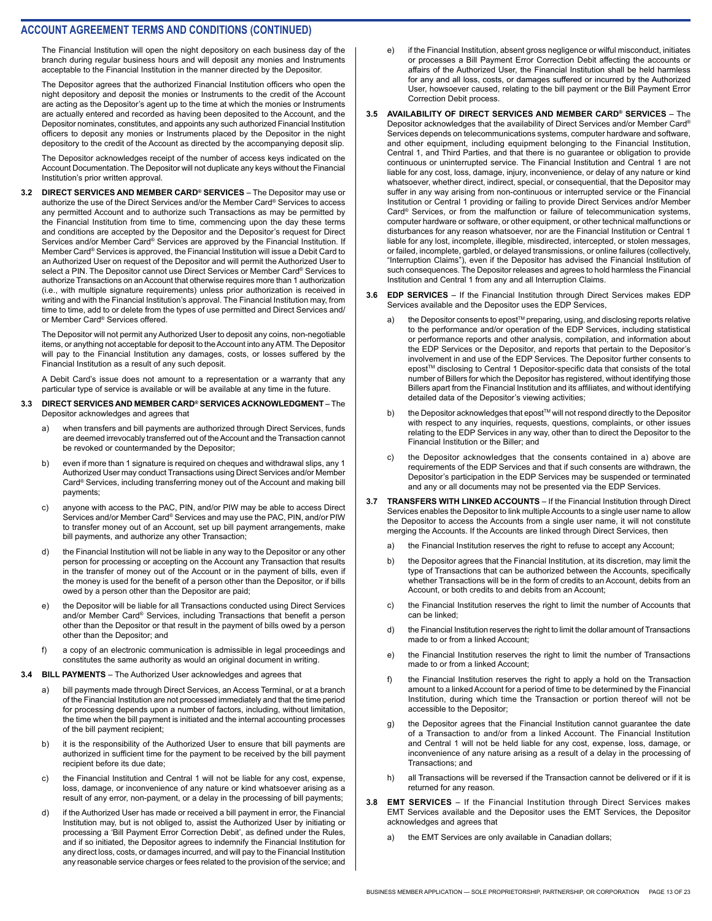## ACCOUNT AGREEMENT TERMS AND CONDITIONS (CONTINUED)

The Financial Institution will open the night depository on each business day of the branch during regular business hours and will deposit any monies and Instruments acceptable to the Financial Institution in the manner directed by the Depositor.

The Depositor agrees that the authorized Financial Institution officers who open the night depository and deposit the monies or Instruments to the credit of the Account are acting as the Depositor's agent up to the time at which the monies or Instruments are actually entered and recorded as having been deposited to the Account, and the Depositor nominates, constitutes, and appoints any such authorized Financial Institution officers to deposit any monies or Instruments placed by the Depositor in the night depository to the credit of the Account as directed by the accompanying deposit slip.

The Depositor acknowledges receipt of the number of access keys indicated on the Account Documentation. The Depositor will not duplicate any keys without the Financial Institution's prior written approval.

**3.2 DIRECT SERVICES AND MEMBER CARD® SERVICES** – The Depositor may use or authorize the use of the Direct Services and/or the Member Card® Services to access any permitted Account and to authorize such Transactions as may be permitted by the Financial Institution from time to time, commencing upon the day these terms and conditions are accepted by the Depositor and the Depositor's request for Direct Services and/or Member Card® Services are approved by the Financial Institution. If Member Card® Services is approved, the Financial Institution will issue a Debit Card to an Authorized User on request of the Depositor and will permit the Authorized User to select a PIN. The Depositor cannot use Direct Services or Member Card® Services to authorize Transactions on an Account that otherwise requires more than 1 authorization (i.e., with multiple signature requirements) unless prior authorization is received in writing and with the Financial Institution's approval. The Financial Institution may, from time to time, add to or delete from the types of use permitted and Direct Services and/or Member Card® Services offered.

The Depositor will not permit any Authorized User to deposit any coins, non-negotiable items, or anything not acceptable for deposit to the Account into any ATM. The Depositor will pay to the Financial Institution any damages, costs, or losses suffered by the Financial Institution as a result of any such deposit.

A Debit Card's issue does not amount to a representation or a warranty that any particular type of service is available or will be available at any time in the future.

**3.3 DIRECT SERVICES AND MEMBER CARD® SERVICES ACKNOWLEDGMENT** – The Depositor acknowledges and agrees that

a) when transfers and bill payments are authorized through Direct Services, funds are deemed irrevocably transferred out of the Account and the Transaction cannot be revoked or countermanded by the Depositor;

b) even if more than 1 signature is required on cheques and withdrawal slips, any 1 Authorized User may conduct Transactions using Direct Services and/or Member Card® Services, including transferring money out of the Account and making bill payments;

c) anyone with access to the PAC, PIN, and/or PIW may be able to access Direct Services and/or Member Card® Services and may use the PAC, PIN, and/or PIW to transfer money out of an Account, set up bill payment arrangements, make bill payments, and authorize any other Transaction;

d) the Financial Institution will not be liable in any way to the Depositor or any other person for processing or accepting on the Account any Transaction that results in the transfer of money out of the Account or in the payment of bills, even if the money is used for the benefit of a person other than the Depositor, or if bills owed by a person other than the Depositor are paid;

e) the Depositor will be liable for all Transactions conducted using Direct Services and/or Member Card® Services, including Transactions that benefit a person other than the Depositor or that result in the payment of bills owed by a person other than the Depositor; and

f) a copy of an electronic communication is admissible in legal proceedings and constitutes the same authority as would an original document in writing.

**3.4 BILL PAYMENTS** – The Authorized User acknowledges and agrees that

a) bill payments made through Direct Services, an Access Terminal, or at a branch of the Financial Institution are not processed immediately and that the time period for processing depends upon a number of factors, including, without limitation, the time when the bill payment is initiated and the internal accounting processes of the bill payment recipient;

b) it is the responsibility of the Authorized User to ensure that bill payments are authorized in sufficient time for the payment to be received by the bill payment recipient before its due date;

c) the Financial Institution and Central 1 will not be liable for any cost, expense, loss, damage, or inconvenience of any nature or kind whatsoever arising as a result of any error, non-payment, or a delay in the processing of bill payments;

d) if the Authorized User has made or received a bill payment in error, the Financial Institution may, but is not obliged to, assist the Authorized User by initiating or processing a 'Bill Payment Error Correction Debit', as defined under the Rules, and if so initiated, the Depositor agrees to indemnify the Financial Institution for any direct loss, costs, or damages incurred, and will pay to the Financial Institution any reasonable service charges or fees related to the provision of the service; and

e) if the Financial Institution, absent gross negligence or wilful misconduct, initiates or processes a Bill Payment Error Correction Debit affecting the accounts or affairs of the Authorized User, the Financial Institution shall be held harmless for any and all loss, costs, or damages suffered or incurred by the Authorized User, howsoever caused, relating to the bill payment or the Bill Payment Error Correction Debit process.

**3.5 AVAILABILITY OF DIRECT SERVICES AND MEMBER CARD® SERVICES** – The Depositor acknowledges that the availability of Direct Services and/or Member Card® Services depends on telecommunications systems, computer hardware and software, and other equipment, including equipment belonging to the Financial Institution, Central 1, and Third Parties, and that there is no guarantee or obligation to provide continuous or uninterrupted service. The Financial Institution and Central 1 are not liable for any cost, loss, damage, injury, inconvenience, or delay of any nature or kind whatsoever, whether direct, indirect, special, or consequential, that the Depositor may suffer in any way arising from non-continuous or interrupted service or the Financial Institution or Central 1 providing or failing to provide Direct Services and/or Member Card® Services, or from the malfunction or failure of telecommunication systems, computer hardware or software, or other equipment, or other technical malfunctions or disturbances for any reason whatsoever, nor are the Financial Institution or Central 1 liable for any lost, incomplete, illegible, misdirected, intercepted, or stolen messages, or failed, incomplete, garbled, or delayed transmissions, or online failures (collectively, "Interruption Claims"), even if the Depositor has advised the Financial Institution of such consequences. The Depositor releases and agrees to hold harmless the Financial Institution and Central 1 from any and all Interruption Claims.

**3.6 EDP SERVICES** – If the Financial Institution through Direct Services makes EDP Services available and the Depositor uses the EDP Services,

a) the Depositor consents to epost™ preparing, using, and disclosing reports relative to the performance and/or operation of the EDP Services, including statistical or performance reports and other analysis, compilation, and information about the EDP Services or the Depositor, and reports that pertain to the Depositor's involvement in and use of the EDP Services. The Depositor further consents to epost™ disclosing to Central 1 Depositor-specific data that consists of the total number of Billers for which the Depositor has registered, without identifying those Billers apart from the Financial Institution and its affiliates, and without identifying detailed data of the Depositor's viewing activities;

b) the Depositor acknowledges that epost™ will not respond directly to the Depositor with respect to any inquiries, requests, questions, complaints, or other issues relating to the EDP Services in any way, other than to direct the Depositor to the Financial Institution or the Biller; and

c) the Depositor acknowledges that the consents contained in a) above are requirements of the EDP Services and that if such consents are withdrawn, the Depositor's participation in the EDP Services may be suspended or terminated and any or all documents may not be presented via the EDP Services.

**3.7 TRANSFERS WITH LINKED ACCOUNTS** – If the Financial Institution through Direct Services enables the Depositor to link multiple Accounts to a single user name to allow the Depositor to access the Accounts from a single user name, it will not constitute merging the Accounts. If the Accounts are linked through Direct Services, then

a) the Financial Institution reserves the right to refuse to accept any Account;

b) the Depositor agrees that the Financial Institution, at its discretion, may limit the type of Transactions that can be authorized between the Accounts, specifically whether Transactions will be in the form of credits to an Account, debits from an Account, or both credits to and debits from an Account;

c) the Financial Institution reserves the right to limit the number of Accounts that can be linked;

d) the Financial Institution reserves the right to limit the dollar amount of Transactions made to or from a linked Account;

e) the Financial Institution reserves the right to limit the number of Transactions made to or from a linked Account;

f) the Financial Institution reserves the right to apply a hold on the Transaction amount to a linked Account for a period of time to be determined by the Financial Institution, during which time the Transaction or portion thereof will not be accessible to the Depositor;

g) the Depositor agrees that the Financial Institution cannot guarantee the date of a Transaction to and/or from a linked Account. The Financial Institution and Central 1 will not be held liable for any cost, expense, loss, damage, or inconvenience of any nature arising as a result of a delay in the processing of Transactions; and

h) all Transactions will be reversed if the Transaction cannot be delivered or if it is returned for any reason.

**3.8 EMT SERVICES** – If the Financial Institution through Direct Services makes EMT Services available and the Depositor uses the EMT Services, the Depositor acknowledges and agrees that

a) the EMT Services are only available in Canadian dollars;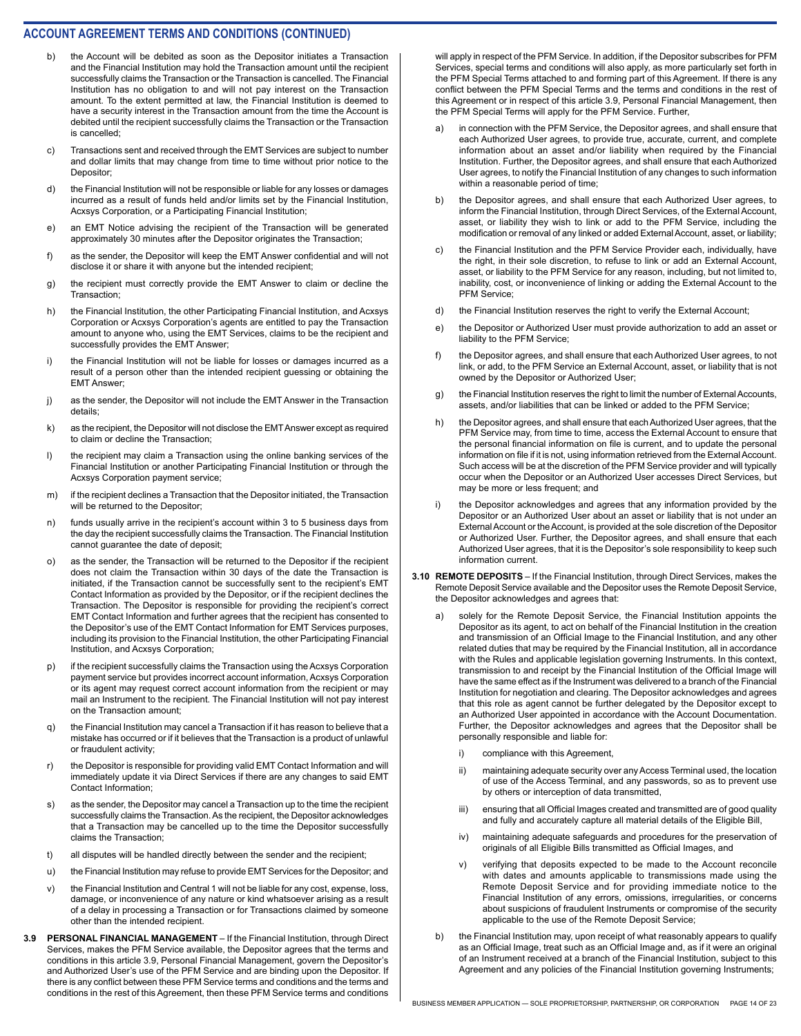## ACCOUNT AGREEMENT TERMS AND CONDITIONS (CONTINUED)

b) the Account will be debited as soon as the Depositor initiates a Transaction and the Financial Institution may hold the Transaction amount until the recipient successfully claims the Transaction or the Transaction is cancelled. The Financial Institution has no obligation to and will not pay interest on the Transaction amount. To the extent permitted at law, the Financial Institution is deemed to have a security interest in the Transaction amount from the time the Account is debited until the recipient successfully claims the Transaction or the Transaction is cancelled;

c) Transactions sent and received through the EMT Services are subject to number and dollar limits that may change from time to time without prior notice to the Depositor;

d) the Financial Institution will not be responsible or liable for any losses or damages incurred as a result of funds held and/or limits set by the Financial Institution, Acxsys Corporation, or a Participating Financial Institution;

e) an EMT Notice advising the recipient of the Transaction will be generated approximately 30 minutes after the Depositor originates the Transaction;

f) as the sender, the Depositor will keep the EMT Answer confidential and will not disclose it or share it with anyone but the intended recipient;

g) the recipient must correctly provide the EMT Answer to claim or decline the Transaction;

h) the Financial Institution, the other Participating Financial Institution, and Acxsys Corporation or Acxsys Corporation's agents are entitled to pay the Transaction amount to anyone who, using the EMT Services, claims to be the recipient and successfully provides the EMT Answer;

i) the Financial Institution will not be liable for losses or damages incurred as a result of a person other than the intended recipient guessing or obtaining the EMT Answer;

j) as the sender, the Depositor will not include the EMT Answer in the Transaction details;

k) as the recipient, the Depositor will not disclose the EMT Answer except as required to claim or decline the Transaction;

l) the recipient may claim a Transaction using the online banking services of the Financial Institution or another Participating Financial Institution or through the Acxsys Corporation payment service;

m) if the recipient declines a Transaction that the Depositor initiated, the Transaction will be returned to the Depositor;

n) funds usually arrive in the recipient's account within 3 to 5 business days from the day the recipient successfully claims the Transaction. The Financial Institution cannot guarantee the date of deposit;

o) as the sender, the Transaction will be returned to the Depositor if the recipient does not claim the Transaction within 30 days of the date the Transaction is initiated, if the Transaction cannot be successfully sent to the recipient's EMT Contact Information as provided by the Depositor, or if the recipient declines the Transaction. The Depositor is responsible for providing the recipient's correct EMT Contact Information and further agrees that the recipient has consented to the Depositor's use of the EMT Contact Information for EMT Services purposes, including its provision to the Financial Institution, the other Participating Financial Institution, and Acxsys Corporation;

p) if the recipient successfully claims the Transaction using the Acxsys Corporation payment service but provides incorrect account information, Acxsys Corporation or its agent may request correct account information from the recipient or may mail an Instrument to the recipient. The Financial Institution will not pay interest on the Transaction amount;

q) the Financial Institution may cancel a Transaction if it has reason to believe that a mistake has occurred or if it believes that the Transaction is a product of unlawful or fraudulent activity;

r) the Depositor is responsible for providing valid EMT Contact Information and will immediately update it via Direct Services if there are any changes to said EMT Contact Information;

s) as the sender, the Depositor may cancel a Transaction up to the time the recipient successfully claims the Transaction. As the recipient, the Depositor acknowledges that a Transaction may be cancelled up to the time the Depositor successfully claims the Transaction;

t) all disputes will be handled directly between the sender and the recipient;

u) the Financial Institution may refuse to provide EMT Services for the Depositor; and

v) the Financial Institution and Central 1 will not be liable for any cost, expense, loss, damage, or inconvenience of any nature or kind whatsoever arising as a result of a delay in processing a Transaction or for Transactions claimed by someone other than the intended recipient.

**3.9 PERSONAL FINANCIAL MANAGEMENT** – If the Financial Institution, through Direct Services, makes the PFM Service available, the Depositor agrees that the terms and conditions in this article 3.9, Personal Financial Management, govern the Depositor's and Authorized User's use of the PFM Service and are binding upon the Depositor. If there is any conflict between these PFM Service terms and conditions and the terms and conditions in the rest of this Agreement, then these PFM Service terms and conditions will apply in respect of the PFM Service. In addition, if the Depositor subscribes for PFM Services, special terms and conditions will also apply, as more particularly set forth in the PFM Special Terms attached to and forming part of this Agreement. If there is any conflict between the PFM Special Terms and the terms and conditions in the rest of this Agreement or in respect of this article 3.9, Personal Financial Management, then the PFM Special Terms will apply for the PFM Service. Further,

a) in connection with the PFM Service, the Depositor agrees, and shall ensure that each Authorized User agrees, to provide true, accurate, current, and complete information about an asset and/or liability when required by the Financial Institution. Further, the Depositor agrees, and shall ensure that each Authorized User agrees, to notify the Financial Institution of any changes to such information within a reasonable period of time;

b) the Depositor agrees, and shall ensure that each Authorized User agrees, to inform the Financial Institution, through Direct Services, of the External Account, asset, or liability they wish to link or add to the PFM Service, including the modification or removal of any linked or added External Account, asset, or liability;

c) the Financial Institution and the PFM Service Provider each, individually, have the right, in their sole discretion, to refuse to link or add an External Account, asset, or liability to the PFM Service for any reason, including, but not limited to, inability, cost, or inconvenience of linking or adding the External Account to the PFM Service;

d) the Financial Institution reserves the right to verify the External Account;

e) the Depositor or Authorized User must provide authorization to add an asset or liability to the PFM Service;

f) the Depositor agrees, and shall ensure that each Authorized User agrees, to not link, or add, to the PFM Service an External Account, asset, or liability that is not owned by the Depositor or Authorized User;

g) the Financial Institution reserves the right to limit the number of External Accounts, assets, and/or liabilities that can be linked or added to the PFM Service;

h) the Depositor agrees, and shall ensure that each Authorized User agrees, that the PFM Service may, from time to time, access the External Account to ensure that the personal financial information on file is current, and to update the personal information on file if it is not, using information retrieved from the External Account. Such access will be at the discretion of the PFM Service provider and will typically occur when the Depositor or an Authorized User accesses Direct Services, but may be more or less frequent; and

i) the Depositor acknowledges and agrees that any information provided by the Depositor or an Authorized User about an asset or liability that is not under an External Account or the Account, is provided at the sole discretion of the Depositor or Authorized User. Further, the Depositor agrees, and shall ensure that each Authorized User agrees, that it is the Depositor's sole responsibility to keep such information current.

**3.10 REMOTE DEPOSITS** – If the Financial Institution, through Direct Services, makes the Remote Deposit Service available and the Depositor uses the Remote Deposit Service, the Depositor acknowledges and agrees that:

a) solely for the Remote Deposit Service, the Financial Institution appoints the Depositor as its agent, to act on behalf of the Financial Institution in the creation and transmission of an Official Image to the Financial Institution, and any other related duties that may be required by the Financial Institution, all in accordance with the Rules and applicable legislation governing Instruments. In this context, transmission to and receipt by the Financial Institution of the Official Image will have the same effect as if the Instrument was delivered to a branch of the Financial Institution for negotiation and clearing. The Depositor acknowledges and agrees that this role as agent cannot be further delegated by the Depositor except to an Authorized User appointed in accordance with the Account Documentation. Further, the Depositor acknowledges and agrees that the Depositor shall be personally responsible and liable for:

   i) compliance with this Agreement,

   ii) maintaining adequate security over any Access Terminal used, the location of use of the Access Terminal, and any passwords, so as to prevent use by others or interception of data transmitted,

   iii) ensuring that all Official Images created and transmitted are of good quality and fully and accurately capture all material details of the Eligible Bill,

   iv) maintaining adequate safeguards and procedures for the preservation of originals of all Eligible Bills transmitted as Official Images, and

   v) verifying that deposits expected to be made to the Account reconcile with dates and amounts applicable to transmissions made using the Remote Deposit Service and for providing immediate notice to the Financial Institution of any errors, omissions, irregularities, or concerns about suspicions of fraudulent Instruments or compromise of the security applicable to the use of the Remote Deposit Service;

b) the Financial Institution may, upon receipt of what reasonably appears to qualify as an Official Image, treat such as an Official Image and, as if it were an original of an Instrument received at a branch of the Financial Institution, subject to this Agreement and any policies of the Financial Institution governing Instruments;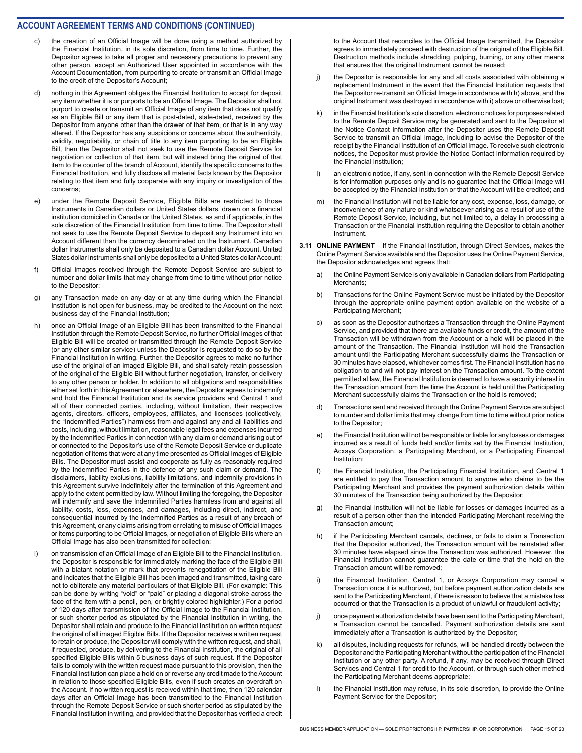## ACCOUNT AGREEMENT TERMS AND CONDITIONS (CONTINUED)

c) the creation of an Official Image will be done using a method authorized by the Financial Institution, in its sole discretion, from time to time. Further, the Depositor agrees to take all proper and necessary precautions to prevent any other person, except an Authorized User appointed in accordance with the Account Documentation, from purporting to create or transmit an Official Image to the credit of the Depositor's Account;

d) nothing in this Agreement obliges the Financial Institution to accept for deposit any item whether it is or purports to be an Official Image. The Depositor shall not purport to create or transmit an Official Image of any item that does not qualify as an Eligible Bill or any item that is post-dated, stale-dated, received by the Depositor from anyone other than the drawer of that item, or that is in any way altered. If the Depositor has any suspicions or concerns about the authenticity, validity, negotiability, or chain of title to any item purporting to be an Eligible Bill, then the Depositor shall not seek to use the Remote Deposit Service for negotiation or collection of that item, but will instead bring the original of that item to the counter of the branch of Account, identify the specific concerns to the Financial Institution, and fully disclose all material facts known by the Depositor relating to that item and fully cooperate with any inquiry or investigation of the concerns;

e) under the Remote Deposit Service, Eligible Bills are restricted to those Instruments in Canadian dollars or United States dollars, drawn on a financial institution domiciled in Canada or the United States, as and if applicable, in the sole discretion of the Financial Institution from time to time. The Depositor shall not seek to use the Remote Deposit Service to deposit any Instrument into an Account different than the currency denominated on the Instrument. Canadian dollar Instruments shall only be deposited to a Canadian dollar Account. United States dollar Instruments shall only be deposited to a United States dollar Account;

f) Official Images received through the Remote Deposit Service are subject to number and dollar limits that may change from time to time without prior notice to the Depositor;

g) any Transaction made on any day or at any time during which the Financial Institution is not open for business, may be credited to the Account on the next business day of the Financial Institution;

h) once an Official Image of an Eligible Bill has been transmitted to the Financial Institution through the Remote Deposit Service, no further Official Images of that Eligible Bill will be created or transmitted through the Remote Deposit Service (or any other similar service) unless the Depositor is requested to do so by the Financial Institution in writing. Further, the Depositor agrees to make no further use of the original of an imaged Eligible Bill, and shall safely retain possession of the original of the Eligible Bill without further negotiation, transfer, or delivery to any other person or holder. In addition to all obligations and responsibilities either set forth in this Agreement or elsewhere, the Depositor agrees to indemnify and hold the Financial Institution and its service providers and Central 1 and all of their connected parties, including, without limitation, their respective agents, directors, officers, employees, affiliates, and licensees (collectively, the "Indemnified Parties") harmless from and against any and all liabilities and costs, including, without limitation, reasonable legal fees and expenses incurred by the Indemnified Parties in connection with any claim or demand arising out of or connected to the Depositor's use of the Remote Deposit Service or duplicate negotiation of items that were at any time presented as Official Images of Eligible Bills. The Depositor must assist and cooperate as fully as reasonably required by the Indemnified Parties in the defence of any such claim or demand. The disclaimers, liability exclusions, liability limitations, and indemnity provisions in this Agreement survive indefinitely after the termination of this Agreement and apply to the extent permitted by law. Without limiting the foregoing, the Depositor will indemnify and save the Indemnified Parties harmless from and against all liability, costs, loss, expenses, and damages, including direct, indirect, and consequential incurred by the Indemnified Parties as a result of any breach of this Agreement, or any claims arising from or relating to misuse of Official Images or items purporting to be Official Images, or negotiation of Eligible Bills where an Official Image has also been transmitted for collection;

i) on transmission of an Official Image of an Eligible Bill to the Financial Institution, the Depositor is responsible for immediately marking the face of the Eligible Bill with a blatant notation or mark that prevents renegotiation of the Eligible Bill and indicates that the Eligible Bill has been imaged and transmitted, taking care not to obliterate any material particulars of that Eligible Bill. (For example: This can be done by writing "void" or "paid" or placing a diagonal stroke across the face of the item with a pencil, pen, or brightly colored highlighter.) For a period of 120 days after transmission of the Official Image to the Financial Institution, or such shorter period as stipulated by the Financial Institution in writing, the Depositor shall retain and produce to the Financial Institution on written request the original of all imaged Eligible Bills. If the Depositor receives a written request to retain or produce, the Depositor will comply with the written request, and shall, if requested, produce, by delivering to the Financial Institution, the original of all specified Eligible Bills within 5 business days of such request. If the Depositor fails to comply with the written request made pursuant to this provision, then the Financial Institution can place a hold on or reverse any credit made to the Account in relation to those specified Eligible Bills, even if such creates an overdraft on the Account. If no written request is received within that time, then 120 calendar days after an Official Image has been transmitted to the Financial Institution through the Remote Deposit Service or such shorter period as stipulated by the Financial Institution in writing, and provided that the Depositor has verified a credit to the Account that reconciles to the Official Image transmitted, the Depositor agrees to immediately proceed with destruction of the original of the Eligible Bill. Destruction methods include shredding, pulping, burning, or any other means that ensures that the original Instrument cannot be reused;

j) the Depositor is responsible for any and all costs associated with obtaining a replacement Instrument in the event that the Financial Institution requests that the Depositor re-transmit an Official Image in accordance with h) above, and the original Instrument was destroyed in accordance with i) above or otherwise lost;

k) in the Financial Institution's sole discretion, electronic notices for purposes related to the Remote Deposit Service may be generated and sent to the Depositor at the Notice Contact Information after the Depositor uses the Remote Deposit Service to transmit an Official Image, including to advise the Depositor of the receipt by the Financial Institution of an Official Image. To receive such electronic notices, the Depositor must provide the Notice Contact Information required by the Financial Institution;

l) an electronic notice, if any, sent in connection with the Remote Deposit Service is for information purposes only and is no guarantee that the Official Image will be accepted by the Financial Institution or that the Account will be credited; and

m) the Financial Institution will not be liable for any cost, expense, loss, damage, or inconvenience of any nature or kind whatsoever arising as a result of use of the Remote Deposit Service, including, but not limited to, a delay in processing a Transaction or the Financial Institution requiring the Depositor to obtain another Instrument.

**3.11 ONLINE PAYMENT** – If the Financial Institution, through Direct Services, makes the Online Payment Service available and the Depositor uses the Online Payment Service, the Depositor acknowledges and agrees that:

a) the Online Payment Service is only available in Canadian dollars from Participating Merchants;

b) Transactions for the Online Payment Service must be initiated by the Depositor through the appropriate online payment option available on the website of a Participating Merchant;

c) as soon as the Depositor authorizes a Transaction through the Online Payment Service, and provided that there are available funds or credit, the amount of the Transaction will be withdrawn from the Account or a hold will be placed in the amount of the Transaction. The Financial Institution will hold the Transaction amount until the Participating Merchant successfully claims the Transaction or 30 minutes have elapsed, whichever comes first. The Financial Institution has no obligation to and will not pay interest on the Transaction amount. To the extent permitted at law, the Financial Institution is deemed to have a security interest in the Transaction amount from the time the Account is held until the Participating Merchant successfully claims the Transaction or the hold is removed;

d) Transactions sent and received through the Online Payment Service are subject to number and dollar limits that may change from time to time without prior notice to the Depositor;

e) the Financial Institution will not be responsible or liable for any losses or damages incurred as a result of funds held and/or limits set by the Financial Institution, Acxsys Corporation, a Participating Merchant, or a Participating Financial Institution;

f) the Financial Institution, the Participating Financial Institution, and Central 1 are entitled to pay the Transaction amount to anyone who claims to be the Participating Merchant and provides the payment authorization details within 30 minutes of the Transaction being authorized by the Depositor;

g) the Financial Institution will not be liable for losses or damages incurred as a result of a person other than the intended Participating Merchant receiving the Transaction amount;

h) if the Participating Merchant cancels, declines, or fails to claim a Transaction that the Depositor authorized, the Transaction amount will be reinstated after 30 minutes have elapsed since the Transaction was authorized. However, the Financial Institution cannot guarantee the date or time that the hold on the Transaction amount will be removed;

i) the Financial Institution, Central 1, or Acxsys Corporation may cancel a Transaction once it is authorized, but before payment authorization details are sent to the Participating Merchant, if there is reason to believe that a mistake has occurred or that the Transaction is a product of unlawful or fraudulent activity;

j) once payment authorization details have been sent to the Participating Merchant, a Transaction cannot be cancelled. Payment authorization details are sent immediately after a Transaction is authorized by the Depositor;

k) all disputes, including requests for refunds, will be handled directly between the Depositor and the Participating Merchant without the participation of the Financial Institution or any other party. A refund, if any, may be received through Direct Services and Central 1 for credit to the Account, or through such other method the Participating Merchant deems appropriate;

l) the Financial Institution may refuse, in its sole discretion, to provide the Online Payment Service for the Depositor;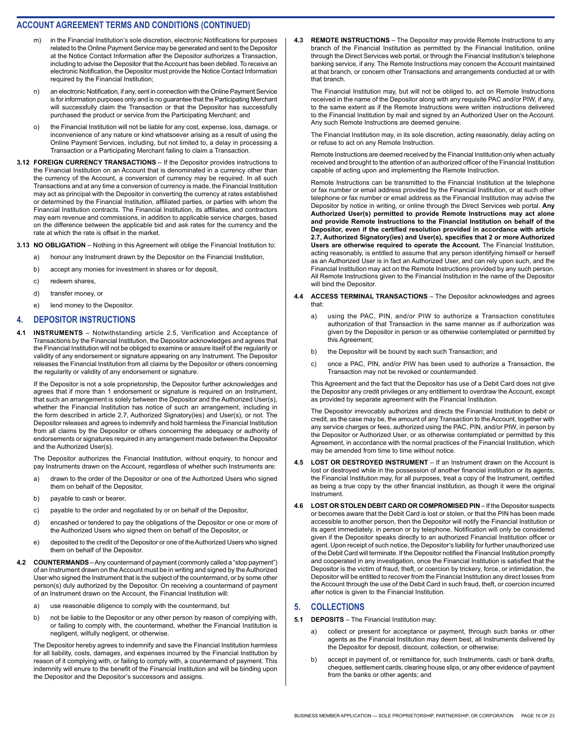## ACCOUNT AGREEMENT TERMS AND CONDITIONS (CONTINUED)

m) in the Financial Institution's sole discretion, electronic Notifications for purposes related to the Online Payment Service may be generated and sent to the Depositor at the Notice Contact Information after the Depositor authorizes a Transaction, including to advise the Depositor that the Account has been debited. To receive an electronic Notification, the Depositor must provide the Notice Contact Information required by the Financial Institution;

n) an electronic Notification, if any, sent in connection with the Online Payment Service is for information purposes only and is no guarantee that the Participating Merchant will successfully claim the Transaction or that the Depositor has successfully purchased the product or service from the Participating Merchant; and

o) the Financial Institution will not be liable for any cost, expense, loss, damage, or inconvenience of any nature or kind whatsoever arising as a result of using the Online Payment Services, including, but not limited to, a delay in processing a Transaction or a Participating Merchant failing to claim a Transaction.

**3.12 FOREIGN CURRENCY TRANSACTIONS** – If the Depositor provides instructions to the Financial Institution on an Account that is denominated in a currency other than the currency of the Account, a conversion of currency may be required. In all such Transactions and at any time a conversion of currency is made, the Financial Institution may act as principal with the Depositor in converting the currency at rates established or determined by the Financial Institution, affiliated parties, or parties with whom the Financial Institution contracts. The Financial Institution, its affiliates, and contractors may earn revenue and commissions, in addition to applicable service charges, based on the difference between the applicable bid and ask rates for the currency and the rate at which the rate is offset in the market.

**3.13 NO OBLIGATION** – Nothing in this Agreement will oblige the Financial Institution to:

a) honour any Instrument drawn by the Depositor on the Financial Institution,

b) accept any monies for investment in shares or for deposit,

c) redeem shares,

d) transfer money, or

e) lend money to the Depositor.

## 4. DEPOSITOR INSTRUCTIONS

**4.1 INSTRUMENTS** – Notwithstanding article 2.5, Verification and Acceptance of Transactions by the Financial Institution, the Depositor acknowledges and agrees that the Financial Institution will not be obliged to examine or assure itself of the regularity or validity of any endorsement or signature appearing on any Instrument. The Depositor releases the Financial Institution from all claims by the Depositor or others concerning the regularity or validity of any endorsement or signature.

If the Depositor is not a sole proprietorship, the Depositor further acknowledges and agrees that if more than 1 endorsement or signature is required on an Instrument, that such an arrangement is solely between the Depositor and the Authorized User(s), whether the Financial Institution has notice of such an arrangement, including in the form described in article 2.7, Authorized Signatory(ies) and User(s), or not. The Depositor releases and agrees to indemnify and hold harmless the Financial Institution from all claims by the Depositor or others concerning the adequacy or authority of endorsements or signatures required in any arrangement made between the Depositor and the Authorized User(s).

The Depositor authorizes the Financial Institution, without enquiry, to honour and pay Instruments drawn on the Account, regardless of whether such Instruments are:

a) drawn to the order of the Depositor or one of the Authorized Users who signed them on behalf of the Depositor,

b) payable to cash or bearer,

c) payable to the order and negotiated by or on behalf of the Depositor,

d) encashed or tendered to pay the obligations of the Depositor or one or more of the Authorized Users who signed them on behalf of the Depositor, or

e) deposited to the credit of the Depositor or one of the Authorized Users who signed them on behalf of the Depositor.

**4.2 COUNTERMANDS** – Any countermand of payment (commonly called a "stop payment") of an Instrument drawn on the Account must be in writing and signed by the Authorized User who signed the Instrument that is the subject of the countermand, or by some other person(s) duly authorized by the Depositor. On receiving a countermand of payment of an Instrument drawn on the Account, the Financial Institution will:

a) use reasonable diligence to comply with the countermand, but

b) not be liable to the Depositor or any other person by reason of complying with, or failing to comply with, the countermand, whether the Financial Institution is negligent, wilfully negligent, or otherwise.

The Depositor hereby agrees to indemnify and save the Financial Institution harmless for all liability, costs, damages, and expenses incurred by the Financial Institution by reason of it complying with, or failing to comply with, a countermand of payment. This indemnity will enure to the benefit of the Financial Institution and will be binding upon the Depositor and the Depositor's successors and assigns.

**4.3 REMOTE INSTRUCTIONS** – The Depositor may provide Remote Instructions to any branch of the Financial Institution as permitted by the Financial Institution, online through the Direct Services web portal, or through the Financial Institution's telephone banking service, if any. The Remote Instructions may concern the Account maintained at that branch, or concern other Transactions and arrangements conducted at or with that branch.

The Financial Institution may, but will not be obliged to, act on Remote Instructions received in the name of the Depositor along with any requisite PAC and/or PIW, if any, to the same extent as if the Remote Instructions were written instructions delivered to the Financial Institution by mail and signed by an Authorized User on the Account. Any such Remote Instructions are deemed genuine.

The Financial Institution may, in its sole discretion, acting reasonably, delay acting on or refuse to act on any Remote Instruction.

Remote Instructions are deemed received by the Financial Institution only when actually received and brought to the attention of an authorized officer of the Financial Institution capable of acting upon and implementing the Remote Instruction.

Remote Instructions can be transmitted to the Financial Institution at the telephone or fax number or email address provided by the Financial Institution, or at such other telephone or fax number or email address as the Financial Institution may advise the Depositor by notice in writing, or online through the Direct Services web portal. **Any Authorized User(s) permitted to provide Remote Instructions may act alone and provide Remote Instructions to the Financial Institution on behalf of the Depositor, even if the certified resolution provided in accordance with article 2.7, Authorized Signatory(ies) and User(s), specifies that 2 or more Authorized Users are otherwise required to operate the Account.** The Financial Institution, acting reasonably, is entitled to assume that any person identifying himself or herself as an Authorized User is in fact an Authorized User, and can rely upon such, and the Financial Institution may act on the Remote Instructions provided by any such person. All Remote Instructions given to the Financial Institution in the name of the Depositor will bind the Depositor.

**4.4 ACCESS TERMINAL TRANSACTIONS** – The Depositor acknowledges and agrees that:

a) using the PAC, PIN, and/or PIW to authorize a Transaction constitutes authorization of that Transaction in the same manner as if authorization was given by the Depositor in person or as otherwise contemplated or permitted by this Agreement;

b) the Depositor will be bound by each such Transaction; and

c) once a PAC, PIN, and/or PIW has been used to authorize a Transaction, the Transaction may not be revoked or countermanded.

This Agreement and the fact that the Depositor has use of a Debit Card does not give the Depositor any credit privileges or any entitlement to overdraw the Account, except as provided by separate agreement with the Financial Institution.

The Depositor irrevocably authorizes and directs the Financial Institution to debit or credit, as the case may be, the amount of any Transaction to the Account, together with any service charges or fees, authorized using the PAC, PIN, and/or PIW, in person by the Depositor or Authorized User, or as otherwise contemplated or permitted by this Agreement, in accordance with the normal practices of the Financial Institution, which may be amended from time to time without notice.

**4.5 LOST OR DESTROYED INSTRUMENT** – If an Instrument drawn on the Account is lost or destroyed while in the possession of another financial institution or its agents, the Financial Institution may, for all purposes, treat a copy of the Instrument, certified as being a true copy by the other financial institution, as though it were the original Instrument.

**4.6 LOST OR STOLEN DEBIT CARD OR COMPROMISED PIN** – If the Depositor suspects or becomes aware that the Debit Card is lost or stolen, or that the PIN has been made accessible to another person, then the Depositor will notify the Financial Institution or its agent immediately, in person or by telephone. Notification will only be considered given if the Depositor speaks directly to an authorized Financial Institution officer or agent. Upon receipt of such notice, the Depositor's liability for further unauthorized use of the Debit Card will terminate. If the Depositor notified the Financial Institution promptly and cooperated in any investigation, once the Financial Institution is satisfied that the Depositor is the victim of fraud, theft, or coercion by trickery, force, or intimidation, the Depositor will be entitled to recover from the Financial Institution any direct losses from the Account through the use of the Debit Card in such fraud, theft, or coercion incurred after notice is given to the Financial Institution.

## 5. COLLECTIONS

**5.1 DEPOSITS** – The Financial Institution may:

a) collect or present for acceptance or payment, through such banks or other agents as the Financial Institution may deem best, all Instruments delivered by the Depositor for deposit, discount, collection, or otherwise;

b) accept in payment of, or remittance for, such Instruments, cash or bank drafts, cheques, settlement cards, clearing house slips, or any other evidence of payment from the banks or other agents; and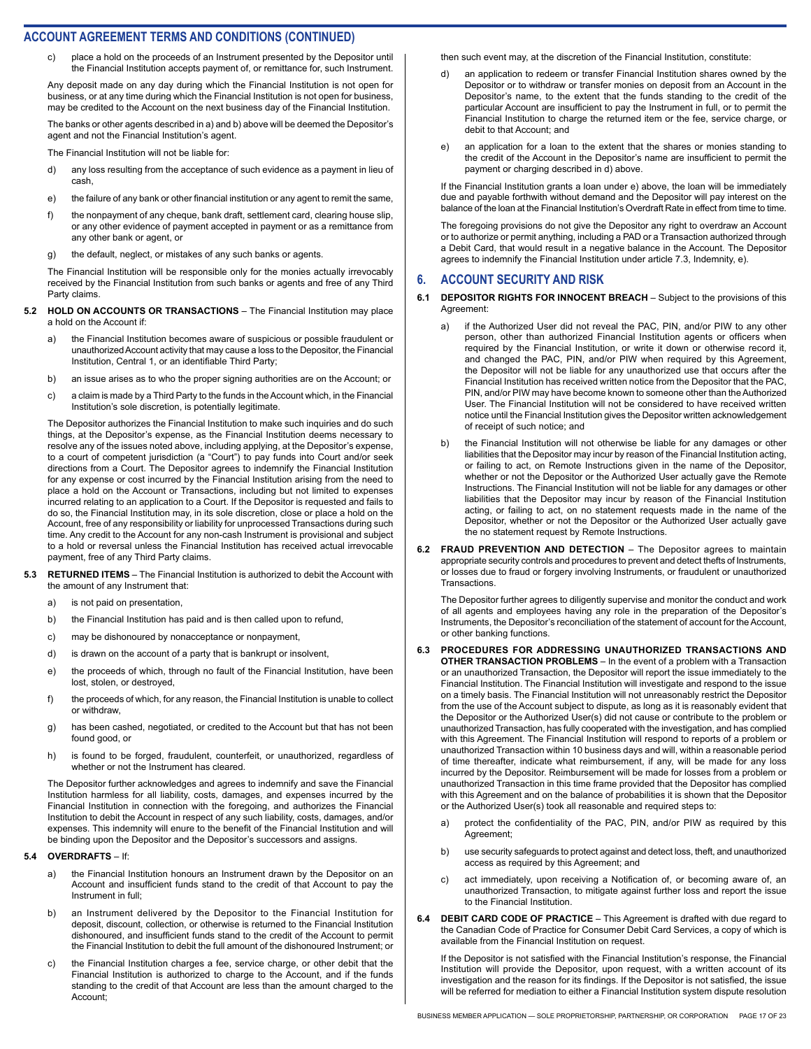## ACCOUNT AGREEMENT TERMS AND CONDITIONS (CONTINUED)

c) place a hold on the proceeds of an Instrument presented by the Depositor until the Financial Institution accepts payment of, or remittance for, such Instrument.

Any deposit made on any day during which the Financial Institution is not open for business, or at any time during which the Financial Institution is not open for business, may be credited to the Account on the next business day of the Financial Institution.

The banks or other agents described in a) and b) above will be deemed the Depositor's agent and not the Financial Institution's agent.

The Financial Institution will not be liable for:

d) any loss resulting from the acceptance of such evidence as a payment in lieu of cash,

e) the failure of any bank or other financial institution or any agent to remit the same,

f) the nonpayment of any cheque, bank draft, settlement card, clearing house slip, or any other evidence of payment accepted in payment or as a remittance from any other bank or agent, or

g) the default, neglect, or mistakes of any such banks or agents.

The Financial Institution will be responsible only for the monies actually irrevocably received by the Financial Institution from such banks or agents and free of any Third Party claims.

**5.2 HOLD ON ACCOUNTS OR TRANSACTIONS** – The Financial Institution may place a hold on the Account if:

a) the Financial Institution becomes aware of suspicious or possible fraudulent or unauthorized Account activity that may cause a loss to the Depositor, the Financial Institution, Central 1, or an identifiable Third Party;

b) an issue arises as to who the proper signing authorities are on the Account; or

c) a claim is made by a Third Party to the funds in the Account which, in the Financial Institution's sole discretion, is potentially legitimate.

The Depositor authorizes the Financial Institution to make such inquiries and do such things, at the Depositor's expense, as the Financial Institution deems necessary to resolve any of the issues noted above, including applying, at the Depositor's expense, to a court of competent jurisdiction (a "Court") to pay funds into Court and/or seek directions from a Court. The Depositor agrees to indemnify the Financial Institution for any expense or cost incurred by the Financial Institution arising from the need to place a hold on the Account or Transactions, including but not limited to expenses incurred relating to an application to a Court. If the Depositor is requested and fails to do so, the Financial Institution may, in its sole discretion, close or place a hold on the Account, free of any responsibility or liability for unprocessed Transactions during such time. Any credit to the Account for any non-cash Instrument is provisional and subject to a hold or reversal unless the Financial Institution has received actual irrevocable payment, free of any Third Party claims.

**5.3 RETURNED ITEMS** – The Financial Institution is authorized to debit the Account with the amount of any Instrument that:

a) is not paid on presentation,

b) the Financial Institution has paid and is then called upon to refund,

c) may be dishonoured by nonacceptance or nonpayment,

d) is drawn on the account of a party that is bankrupt or insolvent,

e) the proceeds of which, through no fault of the Financial Institution, have been lost, stolen, or destroyed,

f) the proceeds of which, for any reason, the Financial Institution is unable to collect or withdraw,

g) has been cashed, negotiated, or credited to the Account but that has not been found good, or

h) is found to be forged, fraudulent, counterfeit, or unauthorized, regardless of whether or not the Instrument has cleared.

The Depositor further acknowledges and agrees to indemnify and save the Financial Institution harmless for all liability, costs, damages, and expenses incurred by the Financial Institution in connection with the foregoing, and authorizes the Financial Institution to debit the Account in respect of any such liability, costs, damages, and/or expenses. This indemnity will enure to the benefit of the Financial Institution and will be binding upon the Depositor and the Depositor's successors and assigns.

**5.4 OVERDRAFTS** – If:

a) the Financial Institution honours an Instrument drawn by the Depositor on an Account and insufficient funds stand to the credit of that Account to pay the Instrument in full;

b) an Instrument delivered by the Depositor to the Financial Institution for deposit, discount, collection, or otherwise is returned to the Financial Institution dishonoured, and insufficient funds stand to the credit of the Account to permit the Financial Institution to debit the full amount of the dishonoured Instrument; or

c) the Financial Institution charges a fee, service charge, or other debit that the Financial Institution is authorized to charge to the Account, and if the funds standing to the credit of that Account are less than the amount charged to the Account;

then such event may, at the discretion of the Financial Institution, constitute:

d) an application to redeem or transfer Financial Institution shares owned by the Depositor or to withdraw or transfer monies on deposit from an Account in the Depositor's name, to the extent that the funds standing to the credit of the particular Account are insufficient to pay the Instrument in full, or to permit the Financial Institution to charge the returned item or the fee, service charge, or debit to that Account; and

e) an application for a loan to the extent that the shares or monies standing to the credit of the Account in the Depositor's name are insufficient to permit the payment or charging described in d) above.

If the Financial Institution grants a loan under e) above, the loan will be immediately due and payable forthwith without demand and the Depositor will pay interest on the balance of the loan at the Financial Institution's Overdraft Rate in effect from time to time.

The foregoing provisions do not give the Depositor any right to overdraw an Account or to authorize or permit anything, including a PAD or a Transaction authorized through a Debit Card, that would result in a negative balance in the Account. The Depositor agrees to indemnify the Financial Institution under article 7.3, Indemnity, e).

## 6. ACCOUNT SECURITY AND RISK

**6.1 DEPOSITOR RIGHTS FOR INNOCENT BREACH** – Subject to the provisions of this Agreement:

a) if the Authorized User did not reveal the PAC, PIN, and/or PIW to any other person, other than authorized Financial Institution agents or officers when required by the Financial Institution, or write it down or otherwise record it, and changed the PAC, PIN, and/or PIW when required by this Agreement, the Depositor will not be liable for any unauthorized use that occurs after the Financial Institution has received written notice from the Depositor that the PAC, PIN, and/or PIW may have become known to someone other than the Authorized User. The Financial Institution will not be considered to have received written notice until the Financial Institution gives the Depositor written acknowledgement of receipt of such notice; and

b) the Financial Institution will not otherwise be liable for any damages or other liabilities that the Depositor may incur by reason of the Financial Institution acting, or failing to act, on Remote Instructions given in the name of the Depositor, whether or not the Depositor or the Authorized User actually gave the Remote Instructions. The Financial Institution will not be liable for any damages or other liabilities that the Depositor may incur by reason of the Financial Institution acting, or failing to act, on no statement requests made in the name of the Depositor, whether or not the Depositor or the Authorized User actually gave the no statement request by Remote Instructions.

**6.2 FRAUD PREVENTION AND DETECTION** – The Depositor agrees to maintain appropriate security controls and procedures to prevent and detect thefts of Instruments, or losses due to fraud or forgery involving Instruments, or fraudulent or unauthorized Transactions.

The Depositor further agrees to diligently supervise and monitor the conduct and work of all agents and employees having any role in the preparation of the Depositor's Instruments, the Depositor's reconciliation of the statement of account for the Account, or other banking functions.

**6.3 PROCEDURES FOR ADDRESSING UNAUTHORIZED TRANSACTIONS AND OTHER TRANSACTION PROBLEMS** – In the event of a problem with a Transaction or an unauthorized Transaction, the Depositor will report the issue immediately to the Financial Institution. The Financial Institution will investigate and respond to the issue on a timely basis. The Financial Institution will not unreasonably restrict the Depositor from the use of the Account subject to dispute, as long as it is reasonably evident that the Depositor or the Authorized User(s) did not cause or contribute to the problem or unauthorized Transaction, has fully cooperated with the investigation, and has complied with this Agreement. The Financial Institution will respond to reports of a problem or unauthorized Transaction within 10 business days and will, within a reasonable period of time thereafter, indicate what reimbursement, if any, will be made for any loss incurred by the Depositor. Reimbursement will be made for losses from a problem or unauthorized Transaction in this time frame provided that the Depositor has complied with this Agreement and on the balance of probabilities it is shown that the Depositor or the Authorized User(s) took all reasonable and required steps to:

a) protect the confidentiality of the PAC, PIN, and/or PIW as required by this Agreement;

b) use security safeguards to protect against and detect loss, theft, and unauthorized access as required by this Agreement; and

c) act immediately, upon receiving a Notification of, or becoming aware of, an unauthorized Transaction, to mitigate against further loss and report the issue to the Financial Institution.

**6.4 DEBIT CARD CODE OF PRACTICE** – This Agreement is drafted with due regard to the Canadian Code of Practice for Consumer Debit Card Services, a copy of which is available from the Financial Institution on request.

If the Depositor is not satisfied with the Financial Institution's response, the Financial Institution will provide the Depositor, upon request, with a written account of its investigation and the reason for its findings. If the Depositor is not satisfied, the issue will be referred for mediation to either a Financial Institution system dispute resolution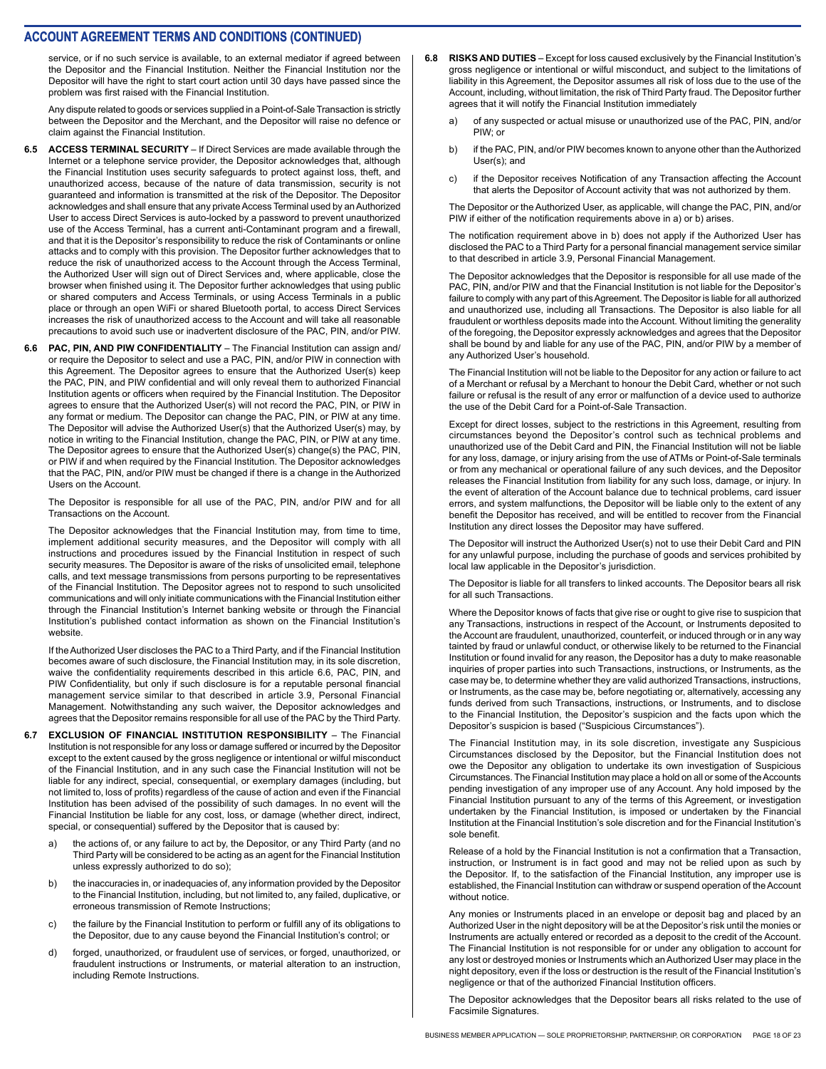## ACCOUNT AGREEMENT TERMS AND CONDITIONS (CONTINUED)

service, or if no such service is available, to an external mediator if agreed between the Depositor and the Financial Institution. Neither the Financial Institution nor the Depositor will have the right to start court action until 30 days have passed since the problem was first raised with the Financial Institution.

Any dispute related to goods or services supplied in a Point-of-Sale Transaction is strictly between the Depositor and the Merchant, and the Depositor will raise no defence or claim against the Financial Institution.

**6.5 ACCESS TERMINAL SECURITY** – If Direct Services are made available through the Internet or a telephone service provider, the Depositor acknowledges that, although the Financial Institution uses security safeguards to protect against loss, theft, and unauthorized access, because of the nature of data transmission, security is not guaranteed and information is transmitted at the risk of the Depositor. The Depositor acknowledges and shall ensure that any private Access Terminal used by an Authorized User to access Direct Services is auto-locked by a password to prevent unauthorized use of the Access Terminal, has a current anti-Contaminant program and a firewall, and that it is the Depositor's responsibility to reduce the risk of Contaminants or online attacks and to comply with this provision. The Depositor further acknowledges that to reduce the risk of unauthorized access to the Account through the Access Terminal, the Authorized User will sign out of Direct Services and, where applicable, close the browser when finished using it. The Depositor further acknowledges that using public or shared computers and Access Terminals, or using Access Terminals in a public place or through an open WiFi or shared Bluetooth portal, to access Direct Services increases the risk of unauthorized access to the Account and will take all reasonable precautions to avoid such use or inadvertent disclosure of the PAC, PIN, and/or PIW.

**6.6 PAC, PIN, AND PIW CONFIDENTIALITY** – The Financial Institution can assign and/or require the Depositor to select and use a PAC, PIN, and/or PIW in connection with this Agreement. The Depositor agrees to ensure that the Authorized User(s) keep the PAC, PIN, and PIW confidential and will only reveal them to authorized Financial Institution agents or officers when required by the Financial Institution. The Depositor agrees to ensure that the Authorized User(s) will not record the PAC, PIN, or PIW in any format or medium. The Depositor can change the PAC, PIN, or PIW at any time. The Depositor will advise the Authorized User(s) that the Authorized User(s) may, by notice in writing to the Financial Institution, change the PAC, PIN, or PIW at any time. The Depositor agrees to ensure that the Authorized User(s) change(s) the PAC, PIN, or PIW if and when required by the Financial Institution. The Depositor acknowledges that the PAC, PIN, and/or PIW must be changed if there is a change in the Authorized Users on the Account.

The Depositor is responsible for all use of the PAC, PIN, and/or PIW and for all Transactions on the Account.

The Depositor acknowledges that the Financial Institution may, from time to time, implement additional security measures, and the Depositor will comply with all instructions and procedures issued by the Financial Institution in respect of such security measures. The Depositor is aware of the risks of unsolicited email, telephone calls, and text message transmissions from persons purporting to be representatives of the Financial Institution. The Depositor agrees not to respond to such unsolicited communications and will only initiate communications with the Financial Institution either through the Financial Institution's Internet banking website or through the Financial Institution's published contact information as shown on the Financial Institution's website.

If the Authorized User discloses the PAC to a Third Party, and if the Financial Institution becomes aware of such disclosure, the Financial Institution may, in its sole discretion, waive the confidentiality requirements described in this article 6.6, PAC, PIN, and PIW Confidentiality, but only if such disclosure is for a reputable personal financial management service similar to that described in article 3.9, Personal Financial Management. Notwithstanding any such waiver, the Depositor acknowledges and agrees that the Depositor remains responsible for all use of the PAC by the Third Party.

**6.7 EXCLUSION OF FINANCIAL INSTITUTION RESPONSIBILITY** – The Financial Institution is not responsible for any loss or damage suffered or incurred by the Depositor except to the extent caused by the gross negligence or intentional or wilful misconduct of the Financial Institution, and in any such case the Financial Institution will not be liable for any indirect, special, consequential, or exemplary damages (including, but not limited to, loss of profits) regardless of the cause of action and even if the Financial Institution has been advised of the possibility of such damages. In no event will the Financial Institution be liable for any cost, loss, or damage (whether direct, indirect, special, or consequential) suffered by the Depositor that is caused by:

a) the actions of, or any failure to act by, the Depositor, or any Third Party (and no Third Party will be considered to be acting as an agent for the Financial Institution unless expressly authorized to do so);

b) the inaccuracies in, or inadequacies of, any information provided by the Depositor to the Financial Institution, including, but not limited to, any failed, duplicative, or erroneous transmission of Remote Instructions;

c) the failure by the Financial Institution to perform or fulfill any of its obligations to the Depositor, due to any cause beyond the Financial Institution's control; or

d) forged, unauthorized, or fraudulent use of services, or forged, unauthorized, or fraudulent instructions or Instruments, or material alteration to an instruction, including Remote Instructions.

**6.8 RISKS AND DUTIES** – Except for loss caused exclusively by the Financial Institution's gross negligence or intentional or wilful misconduct, and subject to the limitations of liability in this Agreement, the Depositor assumes all risk of loss due to the use of the Account, including, without limitation, the risk of Third Party fraud. The Depositor further agrees that it will notify the Financial Institution immediately

a) of any suspected or actual misuse or unauthorized use of the PAC, PIN, and/or PIW; or

b) if the PAC, PIN, and/or PIW becomes known to anyone other than the Authorized User(s); and

c) if the Depositor receives Notification of any Transaction affecting the Account that alerts the Depositor of Account activity that was not authorized by them.

The Depositor or the Authorized User, as applicable, will change the PAC, PIN, and/or PIW if either of the notification requirements above in a) or b) arises.

The notification requirement above in b) does not apply if the Authorized User has disclosed the PAC to a Third Party for a personal financial management service similar to that described in article 3.9, Personal Financial Management.

The Depositor acknowledges that the Depositor is responsible for all use made of the PAC, PIN, and/or PIW and that the Financial Institution is not liable for the Depositor's failure to comply with any part of this Agreement. The Depositor is liable for all authorized and unauthorized use, including all Transactions. The Depositor is also liable for all fraudulent or worthless deposits made into the Account. Without limiting the generality of the foregoing, the Depositor expressly acknowledges and agrees that the Depositor shall be bound by and liable for any use of the PAC, PIN, and/or PIW by a member of any Authorized User's household.

The Financial Institution will not be liable to the Depositor for any action or failure to act of a Merchant or refusal by a Merchant to honour the Debit Card, whether or not such failure or refusal is the result of any error or malfunction of a device used to authorize the use of the Debit Card for a Point-of-Sale Transaction.

Except for direct losses, subject to the restrictions in this Agreement, resulting from circumstances beyond the Depositor's control such as technical problems and unauthorized use of the Debit Card and PIN, the Financial Institution will not be liable for any loss, damage, or injury arising from the use of ATMs or Point-of-Sale terminals or from any mechanical or operational failure of any such devices, and the Depositor releases the Financial Institution from liability for any such loss, damage, or injury. In the event of alteration of the Account balance due to technical problems, card issuer errors, and system malfunctions, the Depositor will be liable only to the extent of any benefit the Depositor has received, and will be entitled to recover from the Financial Institution any direct losses the Depositor may have suffered.

The Depositor will instruct the Authorized User(s) not to use their Debit Card and PIN for any unlawful purpose, including the purchase of goods and services prohibited by local law applicable in the Depositor's jurisdiction.

The Depositor is liable for all transfers to linked accounts. The Depositor bears all risk for all such Transactions.

Where the Depositor knows of facts that give rise or ought to give rise to suspicion that any Transactions, instructions in respect of the Account, or Instruments deposited to the Account are fraudulent, unauthorized, counterfeit, or induced through or in any way tainted by fraud or unlawful conduct, or otherwise likely to be returned to the Financial Institution or found invalid for any reason, the Depositor has a duty to make reasonable inquiries of proper parties into such Transactions, instructions, or Instruments, as the case may be, to determine whether they are valid authorized Transactions, instructions, or Instruments, as the case may be, before negotiating or, alternatively, accessing any funds derived from such Transactions, instructions, or Instruments, and to disclose to the Financial Institution, the Depositor's suspicion and the facts upon which the Depositor's suspicion is based ("Suspicious Circumstances").

The Financial Institution may, in its sole discretion, investigate any Suspicious Circumstances disclosed by the Depositor, but the Financial Institution does not owe the Depositor any obligation to undertake its own investigation of Suspicious Circumstances. The Financial Institution may place a hold on all or some of the Accounts pending investigation of any improper use of any Account. Any hold imposed by the Financial Institution pursuant to any of the terms of this Agreement, or investigation undertaken by the Financial Institution, is imposed or undertaken by the Financial Institution at the Financial Institution's sole discretion and for the Financial Institution's sole benefit.

Release of a hold by the Financial Institution is not a confirmation that a Transaction, instruction, or Instrument is in fact good and may not be relied upon as such by the Depositor. If, to the satisfaction of the Financial Institution, any improper use is established, the Financial Institution can withdraw or suspend operation of the Account without notice.

Any monies or Instruments placed in an envelope or deposit bag and placed by an Authorized User in the night depository will be at the Depositor's risk until the monies or Instruments are actually entered or recorded as a deposit to the credit of the Account. The Financial Institution is not responsible for or under any obligation to account for any lost or destroyed monies or Instruments which an Authorized User may place in the night depository, even if the loss or destruction is the result of the Financial Institution's negligence or that of the authorized Financial Institution officers.

The Depositor acknowledges that the Depositor bears all risks related to the use of Facsimile Signatures.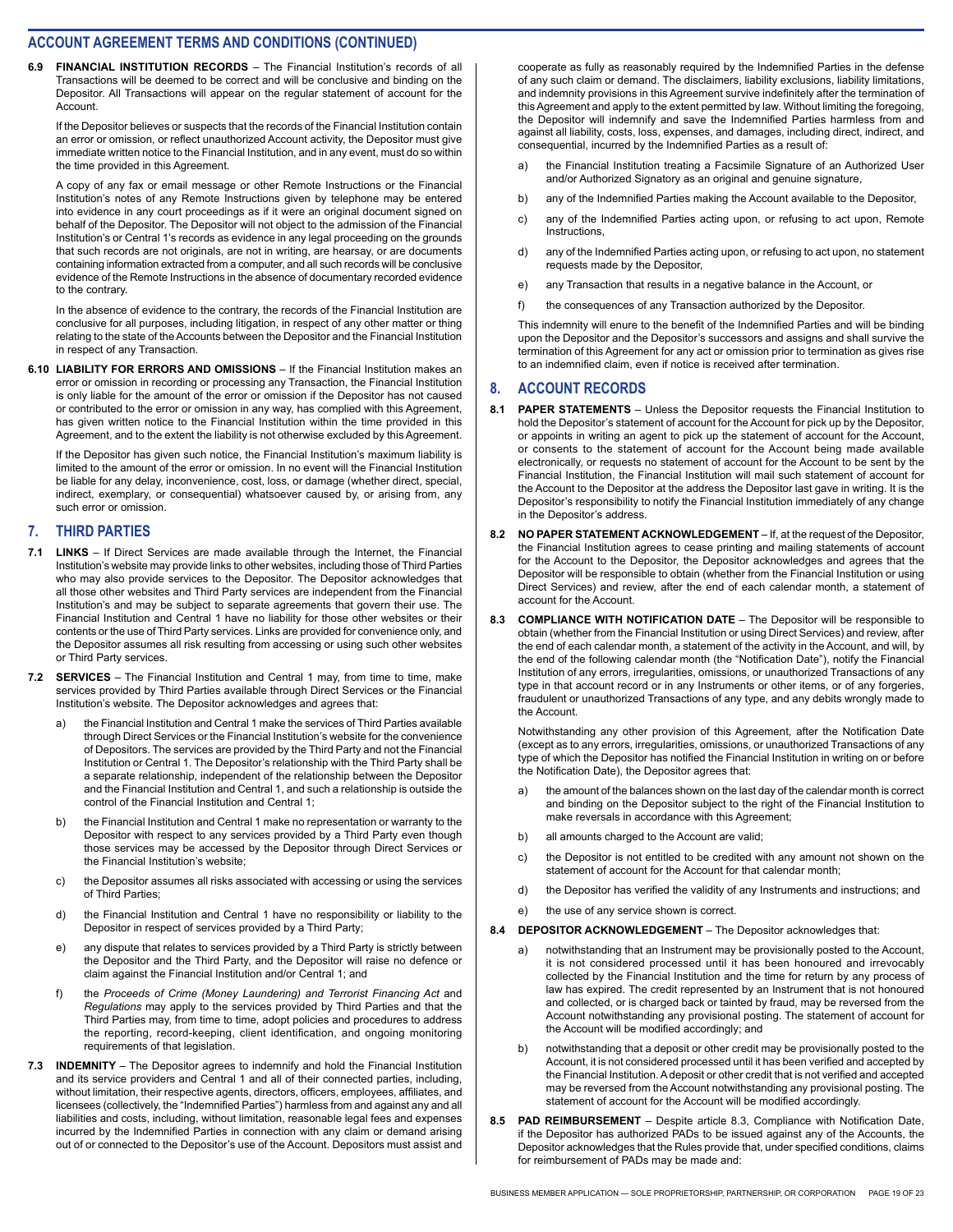## ACCOUNT AGREEMENT TERMS AND CONDITIONS (CONTINUED)

**6.9 FINANCIAL INSTITUTION RECORDS** – The Financial Institution's records of all Transactions will be deemed to be correct and will be conclusive and binding on the Depositor. All Transactions will appear on the regular statement of account for the Account.

If the Depositor believes or suspects that the records of the Financial Institution contain an error or omission, or reflect unauthorized Account activity, the Depositor must give immediate written notice to the Financial Institution, and in any event, must do so within the time provided in this Agreement.

A copy of any fax or email message or other Remote Instructions or the Financial Institution's notes of any Remote Instructions given by telephone may be entered into evidence in any court proceedings as if it were an original document signed on behalf of the Depositor. The Depositor will not object to the admission of the Financial Institution's or Central 1's records as evidence in any legal proceeding on the grounds that such records are not originals, are not in writing, are hearsay, or are documents containing information extracted from a computer, and all such records will be conclusive evidence of the Remote Instructions in the absence of documentary recorded evidence to the contrary.

In the absence of evidence to the contrary, the records of the Financial Institution are conclusive for all purposes, including litigation, in respect of any other matter or thing relating to the state of the Accounts between the Depositor and the Financial Institution in respect of any Transaction.

**6.10 LIABILITY FOR ERRORS AND OMISSIONS** – If the Financial Institution makes an error or omission in recording or processing any Transaction, the Financial Institution is only liable for the amount of the error or omission if the Depositor has not caused or contributed to the error or omission in any way, has complied with this Agreement, has given written notice to the Financial Institution within the time provided in this Agreement, and to the extent the liability is not otherwise excluded by this Agreement.

If the Depositor has given such notice, the Financial Institution's maximum liability is limited to the amount of the error or omission. In no event will the Financial Institution be liable for any delay, inconvenience, cost, loss, or damage (whether direct, special, indirect, exemplary, or consequential) whatsoever caused by, or arising from, any such error or omission.

## 7. THIRD PARTIES

**7.1 LINKS** – If Direct Services are made available through the Internet, the Financial Institution's website may provide links to other websites, including those of Third Parties who may also provide services to the Depositor. The Depositor acknowledges that all those other websites and Third Party services are independent from the Financial Institution's and may be subject to separate agreements that govern their use. The Financial Institution and Central 1 have no liability for those other websites or their contents or the use of Third Party services. Links are provided for convenience only, and the Depositor assumes all risk resulting from accessing or using such other websites or Third Party services.

**7.2 SERVICES** – The Financial Institution and Central 1 may, from time to time, make services provided by Third Parties available through Direct Services or the Financial Institution's website. The Depositor acknowledges and agrees that:

a) the Financial Institution and Central 1 make the services of Third Parties available through Direct Services or the Financial Institution's website for the convenience of Depositors. The services are provided by the Third Party and not the Financial Institution or Central 1. The Depositor's relationship with the Third Party shall be a separate relationship, independent of the relationship between the Depositor and the Financial Institution and Central 1, and such a relationship is outside the control of the Financial Institution and Central 1;

b) the Financial Institution and Central 1 make no representation or warranty to the Depositor with respect to any services provided by a Third Party even though those services may be accessed by the Depositor through Direct Services or the Financial Institution's website;

c) the Depositor assumes all risks associated with accessing or using the services of Third Parties;

d) the Financial Institution and Central 1 have no responsibility or liability to the Depositor in respect of services provided by a Third Party;

e) any dispute that relates to services provided by a Third Party is strictly between the Depositor and the Third Party, and the Depositor will raise no defence or claim against the Financial Institution and/or Central 1; and

f) the *Proceeds of Crime (Money Laundering) and Terrorist Financing Act* and *Regulations* may apply to the services provided by Third Parties and that the Third Parties may, from time to time, adopt policies and procedures to address the reporting, record-keeping, client identification, and ongoing monitoring requirements of that legislation.

**7.3 INDEMNITY** – The Depositor agrees to indemnify and hold the Financial Institution and its service providers and Central 1 and all of their connected parties, including, without limitation, their respective agents, directors, officers, employees, affiliates, and licensees (collectively, the "Indemnified Parties") harmless from and against any and all liabilities and costs, including, without limitation, reasonable legal fees and expenses incurred by the Indemnified Parties in connection with any claim or demand arising out of or connected to the Depositor's use of the Account. Depositors must assist and cooperate as fully as reasonably required by the Indemnified Parties in the defense of any such claim or demand. The disclaimers, liability exclusions, liability limitations, and indemnity provisions in this Agreement survive indefinitely after the termination of this Agreement and apply to the extent permitted by law. Without limiting the foregoing, the Depositor will indemnify and save the Indemnified Parties harmless from and against all liability, costs, loss, expenses, and damages, including direct, indirect, and consequential, incurred by the Indemnified Parties as a result of:

a) the Financial Institution treating a Facsimile Signature of an Authorized User and/or Authorized Signatory as an original and genuine signature,

b) any of the Indemnified Parties making the Account available to the Depositor,

c) any of the Indemnified Parties acting upon, or refusing to act upon, Remote Instructions,

d) any of the Indemnified Parties acting upon, or refusing to act upon, no statement requests made by the Depositor,

e) any Transaction that results in a negative balance in the Account, or

f) the consequences of any Transaction authorized by the Depositor.

This indemnity will enure to the benefit of the Indemnified Parties and will be binding upon the Depositor and the Depositor's successors and assigns and shall survive the termination of this Agreement for any act or omission prior to termination as gives rise to an indemnified claim, even if notice is received after termination.

## 8. ACCOUNT RECORDS

**8.1 PAPER STATEMENTS** – Unless the Depositor requests the Financial Institution to hold the Depositor's statement of account for the Account for pick up by the Depositor, or appoints in writing an agent to pick up the statement of account for the Account, or consents to the statement of account for the Account being made available electronically, or requests no statement of account for the Account to be sent by the Financial Institution, the Financial Institution will mail such statement of account for the Account to the Depositor at the address the Depositor last gave in writing. It is the Depositor's responsibility to notify the Financial Institution immediately of any change in the Depositor's address.

**8.2 NO PAPER STATEMENT ACKNOWLEDGEMENT** – If, at the request of the Depositor, the Financial Institution agrees to cease printing and mailing statements of account for the Account to the Depositor, the Depositor acknowledges and agrees that the Depositor will be responsible to obtain (whether from the Financial Institution or using Direct Services) and review, after the end of each calendar month, a statement of account for the Account.

**8.3 COMPLIANCE WITH NOTIFICATION DATE** – The Depositor will be responsible to obtain (whether from the Financial Institution or using Direct Services) and review, after the end of each calendar month, a statement of the activity in the Account, and will, by the end of the following calendar month (the "Notification Date"), notify the Financial Institution of any errors, irregularities, omissions, or unauthorized Transactions of any type in that account record or in any Instruments or other items, or of any forgeries, fraudulent or unauthorized Transactions of any type, and any debits wrongly made to the Account.

Notwithstanding any other provision of this Agreement, after the Notification Date (except as to any errors, irregularities, omissions, or unauthorized Transactions of any type of which the Depositor has notified the Financial Institution in writing on or before the Notification Date), the Depositor agrees that:

a) the amount of the balances shown on the last day of the calendar month is correct and binding on the Depositor subject to the right of the Financial Institution to make reversals in accordance with this Agreement;

b) all amounts charged to the Account are valid;

c) the Depositor is not entitled to be credited with any amount not shown on the statement of account for the Account for that calendar month;

d) the Depositor has verified the validity of any Instruments and instructions; and

e) the use of any service shown is correct.

**8.4 DEPOSITOR ACKNOWLEDGEMENT** – The Depositor acknowledges that:

a) notwithstanding that an Instrument may be provisionally posted to the Account, it is not considered processed until it has been honoured and irrevocably collected by the Financial Institution and the time for return by any process of law has expired. The credit represented by an Instrument that is not honoured and collected, or is charged back or tainted by fraud, may be reversed from the Account notwithstanding any provisional posting. The statement of account for the Account will be modified accordingly; and

b) notwithstanding that a deposit or other credit may be provisionally posted to the Account, it is not considered processed until it has been verified and accepted by the Financial Institution. A deposit or other credit that is not verified and accepted may be reversed from the Account notwithstanding any provisional posting. The statement of account for the Account will be modified accordingly.

**8.5 PAD REIMBURSEMENT** – Despite article 8.3, Compliance with Notification Date, if the Depositor has authorized PADs to be issued against any of the Accounts, the Depositor acknowledges that the Rules provide that, under specified conditions, claims for reimbursement of PADs may be made and: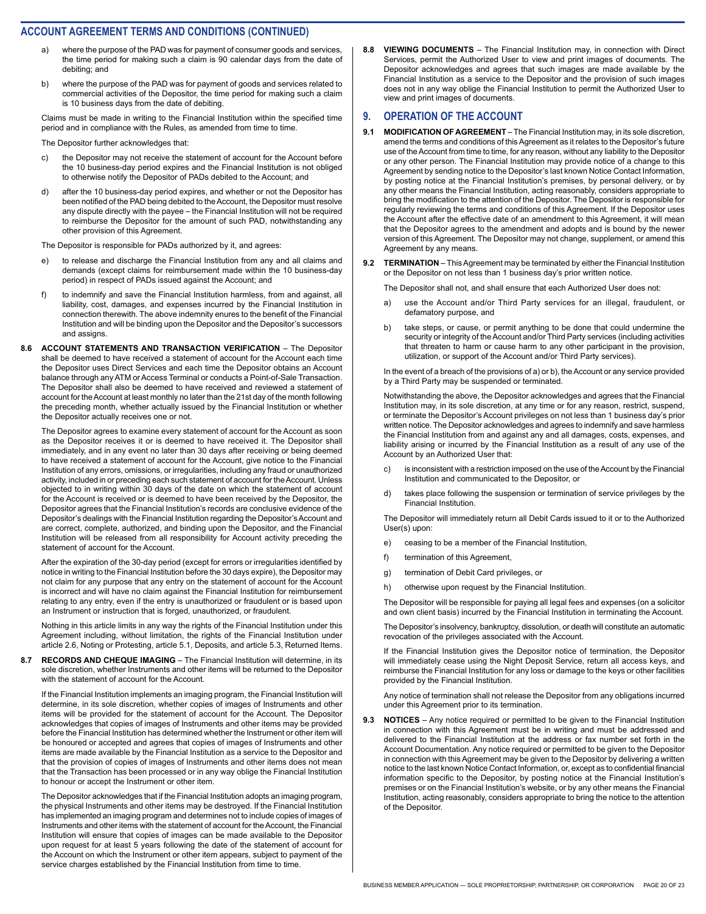## ACCOUNT AGREEMENT TERMS AND CONDITIONS (CONTINUED)

a) where the purpose of the PAD was for payment of consumer goods and services, the time period for making such a claim is 90 calendar days from the date of debiting; and

b) where the purpose of the PAD was for payment of goods and services related to commercial activities of the Depositor, the time period for making such a claim is 10 business days from the date of debiting.

Claims must be made in writing to the Financial Institution within the specified time period and in compliance with the Rules, as amended from time to time.

The Depositor further acknowledges that:

c) the Depositor may not receive the statement of account for the Account before the 10 business-day period expires and the Financial Institution is not obliged to otherwise notify the Depositor of PADs debited to the Account; and

d) after the 10 business-day period expires, and whether or not the Depositor has been notified of the PAD being debited to the Account, the Depositor must resolve any dispute directly with the payee – the Financial Institution will not be required to reimburse the Depositor for the amount of such PAD, notwithstanding any other provision of this Agreement.

The Depositor is responsible for PADs authorized by it, and agrees:

e) to release and discharge the Financial Institution from any and all claims and demands (except claims for reimbursement made within the 10 business-day period) in respect of PADs issued against the Account; and

f) to indemnify and save the Financial Institution harmless, from and against, all liability, cost, damages, and expenses incurred by the Financial Institution in connection therewith. The above indemnity enures to the benefit of the Financial Institution and will be binding upon the Depositor and the Depositor's successors and assigns.

**8.6 ACCOUNT STATEMENTS AND TRANSACTION VERIFICATION** – The Depositor shall be deemed to have received a statement of account for the Account each time the Depositor uses Direct Services and each time the Depositor obtains an Account balance through any ATM or Access Terminal or conducts a Point-of-Sale Transaction. The Depositor shall also be deemed to have received and reviewed a statement of account for the Account at least monthly no later than the 21st day of the month following the preceding month, whether actually issued by the Financial Institution or whether the Depositor actually receives one or not.

The Depositor agrees to examine every statement of account for the Account as soon as the Depositor receives it or is deemed to have received it. The Depositor shall immediately, and in any event no later than 30 days after receiving or being deemed to have received a statement of account for the Account, give notice to the Financial Institution of any errors, omissions, or irregularities, including any fraud or unauthorized activity, included in or preceding each such statement of account for the Account. Unless objected to in writing within 30 days of the date on which the statement of account for the Account is received or is deemed to have been received by the Depositor, the Depositor agrees that the Financial Institution's records are conclusive evidence of the Depositor's dealings with the Financial Institution regarding the Depositor's Account and are correct, complete, authorized, and binding upon the Depositor, and the Financial Institution will be released from all responsibility for Account activity preceding the statement of account for the Account.

After the expiration of the 30-day period (except for errors or irregularities identified by notice in writing to the Financial Institution before the 30 days expire), the Depositor may not claim for any purpose that any entry on the statement of account for the Account is incorrect and will have no claim against the Financial Institution for reimbursement relating to any entry, even if the entry is unauthorized or fraudulent or is based upon an Instrument or instruction that is forged, unauthorized, or fraudulent.

Nothing in this article limits in any way the rights of the Financial Institution under this Agreement including, without limitation, the rights of the Financial Institution under article 2.6, Noting or Protesting, article 5.1, Deposits, and article 5.3, Returned Items.

**8.7 RECORDS AND CHEQUE IMAGING** – The Financial Institution will determine, in its sole discretion, whether Instruments and other items will be returned to the Depositor with the statement of account for the Account.

If the Financial Institution implements an imaging program, the Financial Institution will determine, in its sole discretion, whether copies of images of Instruments and other items will be provided for the statement of account for the Account. The Depositor acknowledges that copies of images of Instruments and other items may be provided before the Financial Institution has determined whether the Instrument or other item will be honoured or accepted and agrees that copies of images of Instruments and other items are made available by the Financial Institution as a service to the Depositor and that the provision of copies of images of Instruments and other items does not mean that the Transaction has been processed or in any way oblige the Financial Institution to honour or accept the Instrument or other item.

The Depositor acknowledges that if the Financial Institution adopts an imaging program, the physical Instruments and other items may be destroyed. If the Financial Institution has implemented an imaging program and determines not to include copies of images of Instruments and other items with the statement of account for the Account, the Financial Institution will ensure that copies of images can be made available to the Depositor upon request for at least 5 years following the date of the statement of account for the Account on which the Instrument or other item appears, subject to payment of the service charges established by the Financial Institution from time to time.

**8.8 VIEWING DOCUMENTS** – The Financial Institution may, in connection with Direct Services, permit the Authorized User to view and print images of documents. The Depositor acknowledges and agrees that such images are made available by the Financial Institution as a service to the Depositor and the provision of such images does not in any way oblige the Financial Institution to permit the Authorized User to view and print images of documents.

## 9. OPERATION OF THE ACCOUNT

**9.1 MODIFICATION OF AGREEMENT** – The Financial Institution may, in its sole discretion, amend the terms and conditions of this Agreement as it relates to the Depositor's future use of the Account from time to time, for any reason, without any liability to the Depositor or any other person. The Financial Institution may provide notice of a change to this Agreement by sending notice to the Depositor's last known Notice Contact Information, by posting notice at the Financial Institution's premises, by personal delivery, or by any other means the Financial Institution, acting reasonably, considers appropriate to bring the modification to the attention of the Depositor. The Depositor is responsible for regularly reviewing the terms and conditions of this Agreement. If the Depositor uses the Account after the effective date of an amendment to this Agreement, it will mean that the Depositor agrees to the amendment and adopts and is bound by the newer version of this Agreement. The Depositor may not change, supplement, or amend this Agreement by any means.

**9.2 TERMINATION** – This Agreement may be terminated by either the Financial Institution or the Depositor on not less than 1 business day's prior written notice.

The Depositor shall not, and shall ensure that each Authorized User does not:

a) use the Account and/or Third Party services for an illegal, fraudulent, or defamatory purpose, and

b) take steps, or cause, or permit anything to be done that could undermine the security or integrity of the Account and/or Third Party services (including activities that threaten to harm or cause harm to any other participant in the provision, utilization, or support of the Account and/or Third Party services).

In the event of a breach of the provisions of a) or b), the Account or any service provided by a Third Party may be suspended or terminated.

Notwithstanding the above, the Depositor acknowledges and agrees that the Financial Institution may, in its sole discretion, at any time or for any reason, restrict, suspend, or terminate the Depositor's Account privileges on not less than 1 business day's prior written notice. The Depositor acknowledges and agrees to indemnify and save harmless the Financial Institution from and against any and all damages, costs, expenses, and liability arising or incurred by the Financial Institution as a result of any use of the Account by an Authorized User that:

c) is inconsistent with a restriction imposed on the use of the Account by the Financial Institution and communicated to the Depositor, or

d) takes place following the suspension or termination of service privileges by the Financial Institution.

The Depositor will immediately return all Debit Cards issued to it or to the Authorized User(s) upon:

e) ceasing to be a member of the Financial Institution,

f) termination of this Agreement,

g) termination of Debit Card privileges, or

h) otherwise upon request by the Financial Institution.

The Depositor will be responsible for paying all legal fees and expenses (on a solicitor and own client basis) incurred by the Financial Institution in terminating the Account.

The Depositor's insolvency, bankruptcy, dissolution, or death will constitute an automatic revocation of the privileges associated with the Account.

If the Financial Institution gives the Depositor notice of termination, the Depositor will immediately cease using the Night Deposit Service, return all access keys, and reimburse the Financial Institution for any loss or damage to the keys or other facilities provided by the Financial Institution.

Any notice of termination shall not release the Depositor from any obligations incurred under this Agreement prior to its termination.

**9.3 NOTICES** – Any notice required or permitted to be given to the Financial Institution in connection with this Agreement must be in writing and must be addressed and delivered to the Financial Institution at the address or fax number set forth in the Account Documentation. Any notice required or permitted to be given to the Depositor in connection with this Agreement may be given to the Depositor by delivering a written notice to the last known Notice Contact Information, or, except as to confidential financial information specific to the Depositor, by posting notice at the Financial Institution's premises or on the Financial Institution's website, or by any other means the Financial Institution, acting reasonably, considers appropriate to bring the notice to the attention of the Depositor.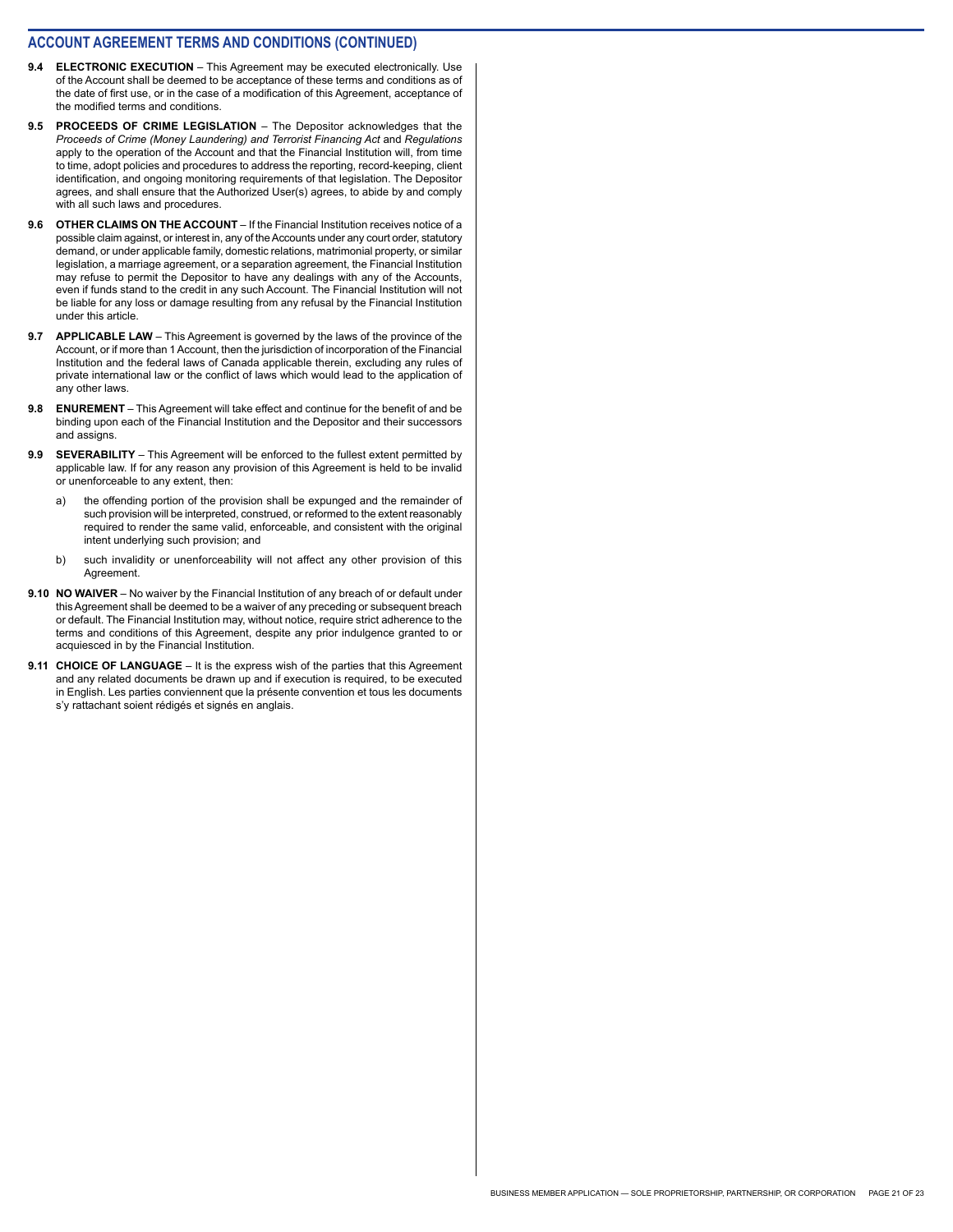## ACCOUNT AGREEMENT TERMS AND CONDITIONS (CONTINUED)

**9.4 ELECTRONIC EXECUTION** – This Agreement may be executed electronically. Use of the Account shall be deemed to be acceptance of these terms and conditions as of the date of first use, or in the case of a modification of this Agreement, acceptance of the modified terms and conditions.

**9.5 PROCEEDS OF CRIME LEGISLATION** – The Depositor acknowledges that the *Proceeds of Crime (Money Laundering) and Terrorist Financing Act* and *Regulations* apply to the operation of the Account and that the Financial Institution will, from time to time, adopt policies and procedures to address the reporting, record-keeping, client identification, and ongoing monitoring requirements of that legislation. The Depositor agrees, and shall ensure that the Authorized User(s) agrees, to abide by and comply with all such laws and procedures.

**9.6 OTHER CLAIMS ON THE ACCOUNT** – If the Financial Institution receives notice of a possible claim against, or interest in, any of the Accounts under any court order, statutory demand, or under applicable family, domestic relations, matrimonial property, or similar legislation, a marriage agreement, or a separation agreement, the Financial Institution may refuse to permit the Depositor to have any dealings with any of the Accounts, even if funds stand to the credit in any such Account. The Financial Institution will not be liable for any loss or damage resulting from any refusal by the Financial Institution under this article.

**9.7 APPLICABLE LAW** – This Agreement is governed by the laws of the province of the Account, or if more than 1 Account, then the jurisdiction of incorporation of the Financial Institution and the federal laws of Canada applicable therein, excluding any rules of private international law or the conflict of laws which would lead to the application of any other laws.

**9.8 ENUREMENT** – This Agreement will take effect and continue for the benefit of and be binding upon each of the Financial Institution and the Depositor and their successors and assigns.

**9.9 SEVERABILITY** – This Agreement will be enforced to the fullest extent permitted by applicable law. If for any reason any provision of this Agreement is held to be invalid or unenforceable to any extent, then:

a) the offending portion of the provision shall be expunged and the remainder of such provision will be interpreted, construed, or reformed to the extent reasonably required to render the same valid, enforceable, and consistent with the original intent underlying such provision; and

b) such invalidity or unenforceability will not affect any other provision of this Agreement.

**9.10 NO WAIVER** – No waiver by the Financial Institution of any breach of or default under this Agreement shall be deemed to be a waiver of any preceding or subsequent breach or default. The Financial Institution may, without notice, require strict adherence to the terms and conditions of this Agreement, despite any prior indulgence granted to or acquiesced in by the Financial Institution.

**9.11 CHOICE OF LANGUAGE** – It is the express wish of the parties that this Agreement and any related documents be drawn up and if execution is required, to be executed in English. Les parties conviennent que la présente convention et tous les documents s'y rattachant soient rédigés et signés en anglais.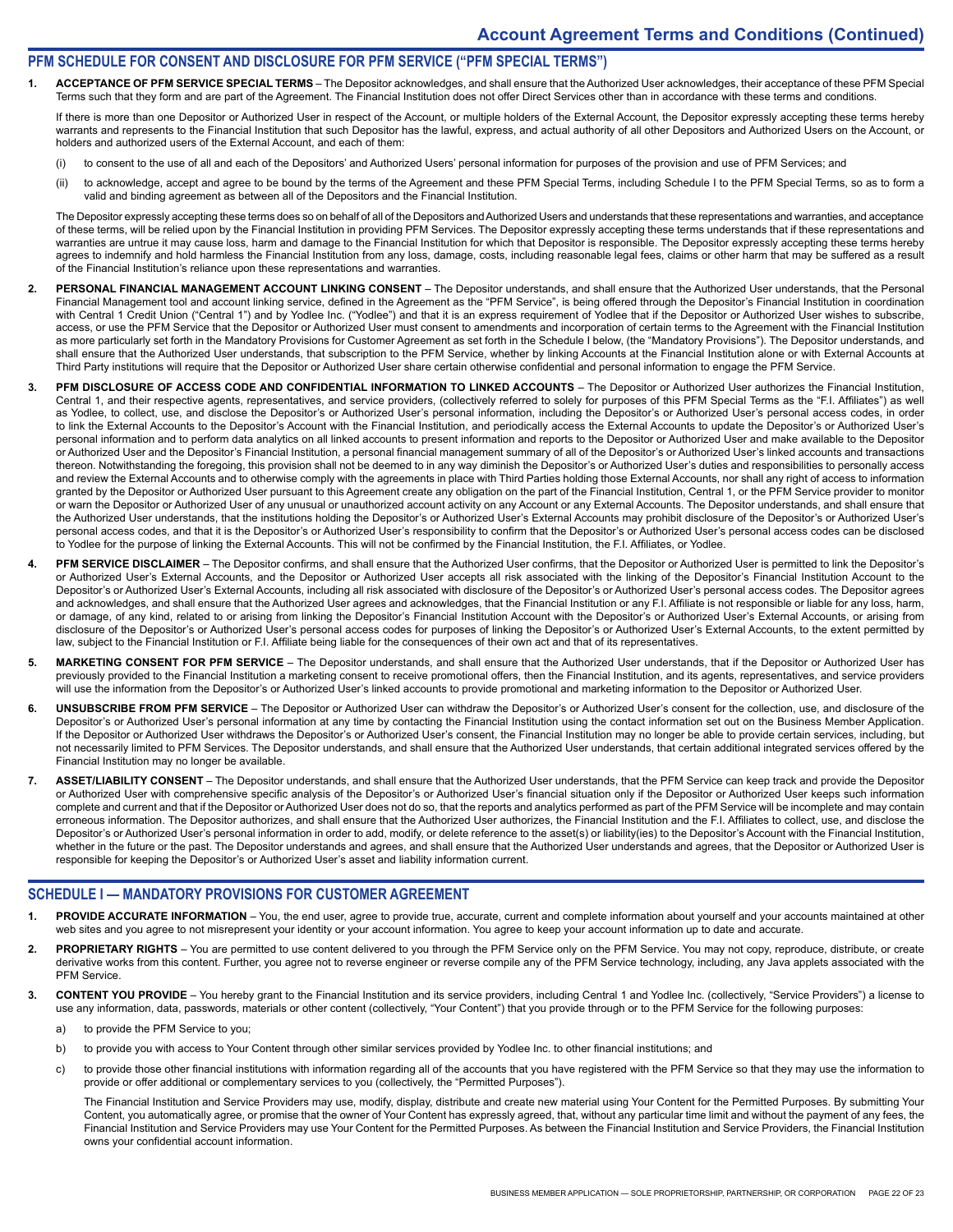## PFM SCHEDULE FOR CONSENT AND DISCLOSURE FOR PFM SERVICE ("PFM SPECIAL TERMS")

1. **ACCEPTANCE OF PFM SERVICE SPECIAL TERMS** – The Depositor acknowledges, and shall ensure that the Authorized User acknowledges, their acceptance of these PFM Special Terms such that they form and are part of the Agreement. The Financial Institution does not offer Direct Services other than in accordance with these terms and conditions.

   If there is more than one Depositor or Authorized User in respect of the Account, or multiple holders of the External Account, the Depositor expressly accepting these terms hereby warrants and represents to the Financial Institution that such Depositor has the lawful, express, and actual authority of all other Depositors and Authorized Users on the Account, or holders and authorized users of the External Account, and each of them:

   (i) to consent to the use of all and each of the Depositors' and Authorized Users' personal information for purposes of the provision and use of PFM Services; and

   (ii) to acknowledge, accept and agree to be bound by the terms of the Agreement and these PFM Special Terms, including Schedule I to the PFM Special Terms, so as to form a valid and binding agreement as between all of the Depositors and the Financial Institution.

   The Depositor expressly accepting these terms does so on behalf of all of the Depositors and Authorized Users and understands that these representations and warranties, and acceptance of these terms, will be relied upon by the Financial Institution in providing PFM Services. The Depositor expressly accepting these terms understands that if these representations and warranties are untrue it may cause loss, harm and damage to the Financial Institution for which that Depositor is responsible. The Depositor expressly accepting these terms hereby agrees to indemnify and hold harmless the Financial Institution from any loss, damage, costs, including reasonable legal fees, claims or other harm that may be suffered as a result of the Financial Institution's reliance upon these representations and warranties.

2. **PERSONAL FINANCIAL MANAGEMENT ACCOUNT LINKING CONSENT** – The Depositor understands, and shall ensure that the Authorized User understands, that the Personal Financial Management tool and account linking service, defined in the Agreement as the "PFM Service", is being offered through the Depositor's Financial Institution in coordination with Central 1 Credit Union ("Central 1") and by Yodlee Inc. ("Yodlee") and that it is an express requirement of Yodlee that if the Depositor or Authorized User wishes to subscribe, access, or use the PFM Service that the Depositor or Authorized User must consent to amendments and incorporation of certain terms to the Agreement with the Financial Institution as more particularly set forth in the Mandatory Provisions for Customer Agreement as set forth in the Schedule I below, (the "Mandatory Provisions"). The Depositor understands, and shall ensure that the Authorized User understands, that subscription to the PFM Service, whether by linking Accounts at the Financial Institution alone or with External Accounts at Third Party institutions will require that the Depositor or Authorized User share certain otherwise confidential and personal information to engage the PFM Service.

3. **PFM DISCLOSURE OF ACCESS CODE AND CONFIDENTIAL INFORMATION TO LINKED ACCOUNTS** – The Depositor or Authorized User authorizes the Financial Institution, Central 1, and their respective agents, representatives, and service providers, (collectively referred to solely for purposes of this PFM Special Terms as the "F.I. Affiliates") as well as Yodlee, to collect, use, and disclose the Depositor's or Authorized User's personal information, including the Depositor's or Authorized User's personal access codes, in order to link the External Accounts to the Depositor's Account with the Financial Institution, and periodically access the External Accounts to update the Depositor's or Authorized User's personal information and to perform data analytics on all linked accounts to present information and reports to the Depositor or Authorized User and make available to the Depositor or Authorized User and the Depositor's Financial Institution, a personal financial management summary of all of the Depositor's or Authorized User's linked accounts and transactions thereon. Notwithstanding the foregoing, this provision shall not be deemed to in any way diminish the Depositor's or Authorized User's duties and responsibilities to personally access and review the External Accounts and to otherwise comply with the agreements in place with Third Parties holding those External Accounts, nor shall any right of access to information granted by the Depositor or Authorized User pursuant to this Agreement create any obligation on the part of the Financial Institution, Central 1, or the PFM Service provider to monitor or warn the Depositor or Authorized User of any unusual or unauthorized account activity on any Account or any External Accounts. The Depositor understands, and shall ensure that the Authorized User understands, that the institutions holding the Depositor's or Authorized User's External Accounts may prohibit disclosure of the Depositor's or Authorized User's personal access codes, and that it is the Depositor's or Authorized User's responsibility to confirm that the Depositor's or Authorized User's personal access codes can be disclosed to Yodlee for the purpose of linking the External Accounts. This will not be confirmed by the Financial Institution, the F.I. Affiliates, or Yodlee.

4. **PFM SERVICE DISCLAIMER** – The Depositor confirms, and shall ensure that the Authorized User confirms, that the Depositor or Authorized User is permitted to link the Depositor's or Authorized User's External Accounts, and the Depositor or Authorized User accepts all risk associated with the linking of the Depositor's Financial Institution Account to the Depositor's or Authorized User's External Accounts, including all risk associated with disclosure of the Depositor's or Authorized User's personal access codes. The Depositor agrees and acknowledges, and shall ensure that the Authorized User agrees and acknowledges, that the Financial Institution or any F.I. Affiliate is not responsible or liable for any loss, harm, or damage, of any kind, related to or arising from linking the Depositor's Financial Institution Account with the Depositor's or Authorized User's External Accounts, or arising from disclosure of the Depositor's or Authorized User's personal access codes for purposes of linking the Depositor's or Authorized User's External Accounts, to the extent permitted by law, subject to the Financial Institution or F.I. Affiliate being liable for the consequences of their own act and that of its representatives.

5. **MARKETING CONSENT FOR PFM SERVICE** – The Depositor understands, and shall ensure that the Authorized User understands, that if the Depositor or Authorized User has previously provided to the Financial Institution a marketing consent to receive promotional offers, then the Financial Institution, and its agents, representatives, and service providers will use the information from the Depositor's or Authorized User's linked accounts to provide promotional and marketing information to the Depositor or Authorized User.

6. **UNSUBSCRIBE FROM PFM SERVICE** – The Depositor or Authorized User can withdraw the Depositor's or Authorized User's consent for the collection, use, and disclosure of the Depositor's or Authorized User's personal information at any time by contacting the Financial Institution using the contact information set out on the Business Member Application. If the Depositor or Authorized User withdraws the Depositor's or Authorized User's consent, the Financial Institution may no longer be able to provide certain services, including, but not necessarily limited to PFM Services. The Depositor understands, and shall ensure that the Authorized User understands, that certain additional integrated services offered by the Financial Institution may no longer be available.

7. **ASSET/LIABILITY CONSENT** – The Depositor understands, and shall ensure that the Authorized User understands, that the PFM Service can keep track and provide the Depositor or Authorized User with comprehensive specific analysis of the Depositor's or Authorized User's financial situation only if the Depositor or Authorized User keeps such information complete and current and that if the Depositor or Authorized User does not do so, that the reports and analytics performed as part of the PFM Service will be incomplete and may contain erroneous information. The Depositor authorizes, and shall ensure that the Authorized User authorizes, the Financial Institution and the F.I. Affiliates to collect, use, and disclose the Depositor's or Authorized User's personal information in order to add, modify, or delete reference to the asset(s) or liability(ies) to the Depositor's Account with the Financial Institution, whether in the future or the past. The Depositor understands and agrees, and shall ensure that the Authorized User understands and agrees, that the Depositor or Authorized User is responsible for keeping the Depositor's or Authorized User's asset and liability information current.

## SCHEDULE I — MANDATORY PROVISIONS FOR CUSTOMER AGREEMENT

1. **PROVIDE ACCURATE INFORMATION** – You, the end user, agree to provide true, accurate, current and complete information about yourself and your accounts maintained at other web sites and you agree to not misrepresent your identity or your account information. You agree to keep your account information up to date and accurate.

2. **PROPRIETARY RIGHTS** – You are permitted to use content delivered to you through the PFM Service only on the PFM Service. You may not copy, reproduce, distribute, or create derivative works from this content. Further, you agree not to reverse engineer or reverse compile any of the PFM Service technology, including, any Java applets associated with the PFM Service.

3. **CONTENT YOU PROVIDE** – You hereby grant to the Financial Institution and its service providers, including Central 1 and Yodlee Inc. (collectively, "Service Providers") a license to use any information, data, passwords, materials or other content (collectively, "Your Content") that you provide through or to the PFM Service for the following purposes:

   a) to provide the PFM Service to you;

   b) to provide you with access to Your Content through other similar services provided by Yodlee Inc. to other financial institutions; and

   c) to provide those other financial institutions with information regarding all of the accounts that you have registered with the PFM Service so that they may use the information to provide or offer additional or complementary services to you (collectively, the "Permitted Purposes").

   The Financial Institution and Service Providers may use, modify, display, distribute and create new material using Your Content for the Permitted Purposes. By submitting Your Content, you automatically agree, or promise that the owner of Your Content has expressly agreed, that, without any particular time limit and without the payment of any fees, the Financial Institution and Service Providers may use Your Content for the Permitted Purposes. As between the Financial Institution and Service Providers, the Financial Institution owns your confidential account information.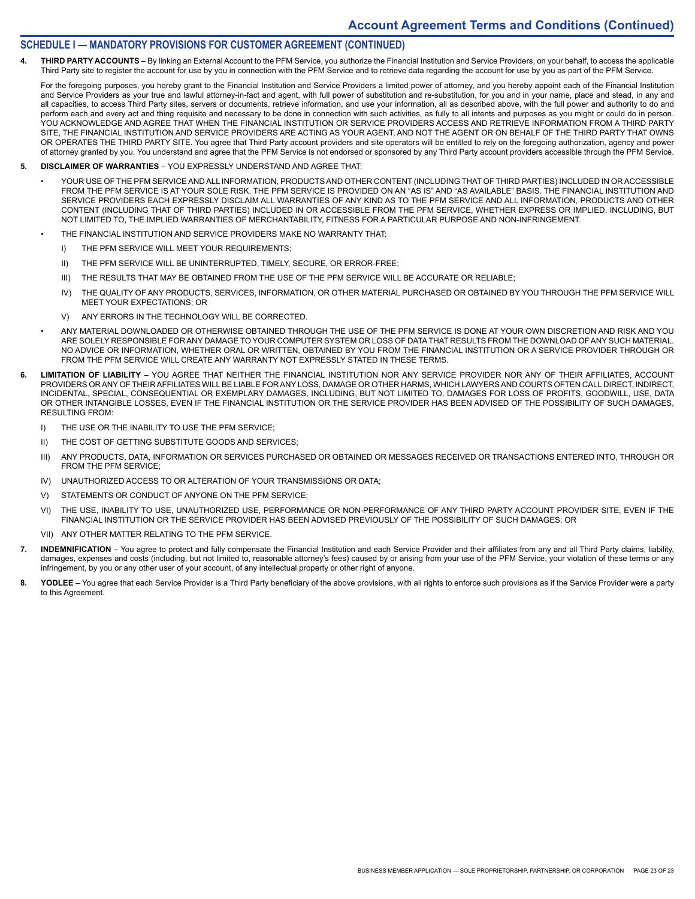## SCHEDULE I — MANDATORY PROVISIONS FOR CUSTOMER AGREEMENT (CONTINUED)

4. **THIRD PARTY ACCOUNTS** – By linking an External Account to the PFM Service, you authorize the Financial Institution and Service Providers, on your behalf, to access the applicable Third Party site to register the account for use by you in connection with the PFM Service and to retrieve data regarding the account for use by you as part of the PFM Service.

   For the foregoing purposes, you hereby grant to the Financial Institution and Service Providers a limited power of attorney, and you hereby appoint each of the Financial Institution and Service Providers as your true and lawful attorney-in-fact and agent, with full power of substitution and re-substitution, for you and in your name, place and stead, in any and all capacities, to access Third Party sites, servers or documents, retrieve information, and use your information, all as described above, with the full power and authority to do and perform each and every act and thing requisite and necessary to be done in connection with such activities, as fully to all intents and purposes as you might or could do in person. YOU ACKNOWLEDGE AND AGREE THAT WHEN THE FINANCIAL INSTITUTION OR SERVICE PROVIDERS ACCESS AND RETRIEVE INFORMATION FROM A THIRD PARTY SITE, THE FINANCIAL INSTITUTION AND SERVICE PROVIDERS ARE ACTING AS YOUR AGENT, AND NOT THE AGENT OR ON BEHALF OF THE THIRD PARTY THAT OWNS OR OPERATES THE THIRD PARTY SITE. You agree that Third Party account providers and site operators will be entitled to rely on the foregoing authorization, agency and power of attorney granted by you. You understand and agree that the PFM Service is not endorsed or sponsored by any Third Party account providers accessible through the PFM Service.

5. **DISCLAIMER OF WARRANTIES** – YOU EXPRESSLY UNDERSTAND AND AGREE THAT:

   - YOUR USE OF THE PFM SERVICE AND ALL INFORMATION, PRODUCTS AND OTHER CONTENT (INCLUDING THAT OF THIRD PARTIES) INCLUDED IN OR ACCESSIBLE FROM THE PFM SERVICE IS AT YOUR SOLE RISK. THE PFM SERVICE IS PROVIDED ON AN "AS IS" AND "AS AVAILABLE" BASIS. THE FINANCIAL INSTITUTION AND SERVICE PROVIDERS EACH EXPRESSLY DISCLAIM ALL WARRANTIES OF ANY KIND AS TO THE PFM SERVICE AND ALL INFORMATION, PRODUCTS AND OTHER CONTENT (INCLUDING THAT OF THIRD PARTIES) INCLUDED IN OR ACCESSIBLE FROM THE PFM SERVICE, WHETHER EXPRESS OR IMPLIED, INCLUDING, BUT NOT LIMITED TO, THE IMPLIED WARRANTIES OF MERCHANTABILITY, FITNESS FOR A PARTICULAR PURPOSE AND NON-INFRINGEMENT.
   - THE FINANCIAL INSTITUTION AND SERVICE PROVIDERS MAKE NO WARRANTY THAT:
     - I) THE PFM SERVICE WILL MEET YOUR REQUIREMENTS;
     - II) THE PFM SERVICE WILL BE UNINTERRUPTED, TIMELY, SECURE, OR ERROR-FREE;
     - III) THE RESULTS THAT MAY BE OBTAINED FROM THE USE OF THE PFM SERVICE WILL BE ACCURATE OR RELIABLE;
     - IV) THE QUALITY OF ANY PRODUCTS, SERVICES, INFORMATION, OR OTHER MATERIAL PURCHASED OR OBTAINED BY YOU THROUGH THE PFM SERVICE WILL MEET YOUR EXPECTATIONS; OR
     - V) ANY ERRORS IN THE TECHNOLOGY WILL BE CORRECTED.
   - ANY MATERIAL DOWNLOADED OR OTHERWISE OBTAINED THROUGH THE USE OF THE PFM SERVICE IS DONE AT YOUR OWN DISCRETION AND RISK AND YOU ARE SOLELY RESPONSIBLE FOR ANY DAMAGE TO YOUR COMPUTER SYSTEM OR LOSS OF DATA THAT RESULTS FROM THE DOWNLOAD OF ANY SUCH MATERIAL. NO ADVICE OR INFORMATION, WHETHER ORAL OR WRITTEN, OBTAINED BY YOU FROM THE FINANCIAL INSTITUTION OR A SERVICE PROVIDER THROUGH OR FROM THE PFM SERVICE WILL CREATE ANY WARRANTY NOT EXPRESSLY STATED IN THESE TERMS.

6. **LIMITATION OF LIABILITY** – YOU AGREE THAT NEITHER THE FINANCIAL INSTITUTION NOR ANY SERVICE PROVIDER NOR ANY OF THEIR AFFILIATES, ACCOUNT PROVIDERS OR ANY OF THEIR AFFILIATES WILL BE LIABLE FOR ANY LOSS, DAMAGE OR OTHER HARMS, WHICH LAWYERS AND COURTS OFTEN CALL DIRECT, INDIRECT, INCIDENTAL, SPECIAL, CONSEQUENTIAL OR EXEMPLARY DAMAGES, INCLUDING, BUT NOT LIMITED TO, DAMAGES FOR LOSS OF PROFITS, GOODWILL, USE, DATA OR OTHER INTANGIBLE LOSSES, EVEN IF THE FINANCIAL INSTITUTION OR THE SERVICE PROVIDER HAS BEEN ADVISED OF THE POSSIBILITY OF SUCH DAMAGES, RESULTING FROM:
   - I) THE USE OR THE INABILITY TO USE THE PFM SERVICE;
   - II) THE COST OF GETTING SUBSTITUTE GOODS AND SERVICES;
   - III) ANY PRODUCTS, DATA, INFORMATION OR SERVICES PURCHASED OR OBTAINED OR MESSAGES RECEIVED OR TRANSACTIONS ENTERED INTO, THROUGH OR FROM THE PFM SERVICE;
   - IV) UNAUTHORIZED ACCESS TO OR ALTERATION OF YOUR TRANSMISSIONS OR DATA;
   - V) STATEMENTS OR CONDUCT OF ANYONE ON THE PFM SERVICE;
   - VI) THE USE, INABILITY TO USE, UNAUTHORIZED USE, PERFORMANCE OR NON-PERFORMANCE OF ANY THIRD PARTY ACCOUNT PROVIDER SITE, EVEN IF THE FINANCIAL INSTITUTION OR THE SERVICE PROVIDER HAS BEEN ADVISED PREVIOUSLY OF THE POSSIBILITY OF SUCH DAMAGES; OR
   - VII) ANY OTHER MATTER RELATING TO THE PFM SERVICE.

7. **INDEMNIFICATION** – You agree to protect and fully compensate the Financial Institution and each Service Provider and their affiliates from any and all Third Party claims, liability, damages, expenses and costs (including, but not limited to, reasonable attorney's fees) caused by or arising from your use of the PFM Service, your violation of these terms or any infringement, by you or any other user of your account, of any intellectual property or other right of anyone.

8. **YODLEE** – You agree that each Service Provider is a Third Party beneficiary of the above provisions, with all rights to enforce such provisions as if the Service Provider were a party to this Agreement.